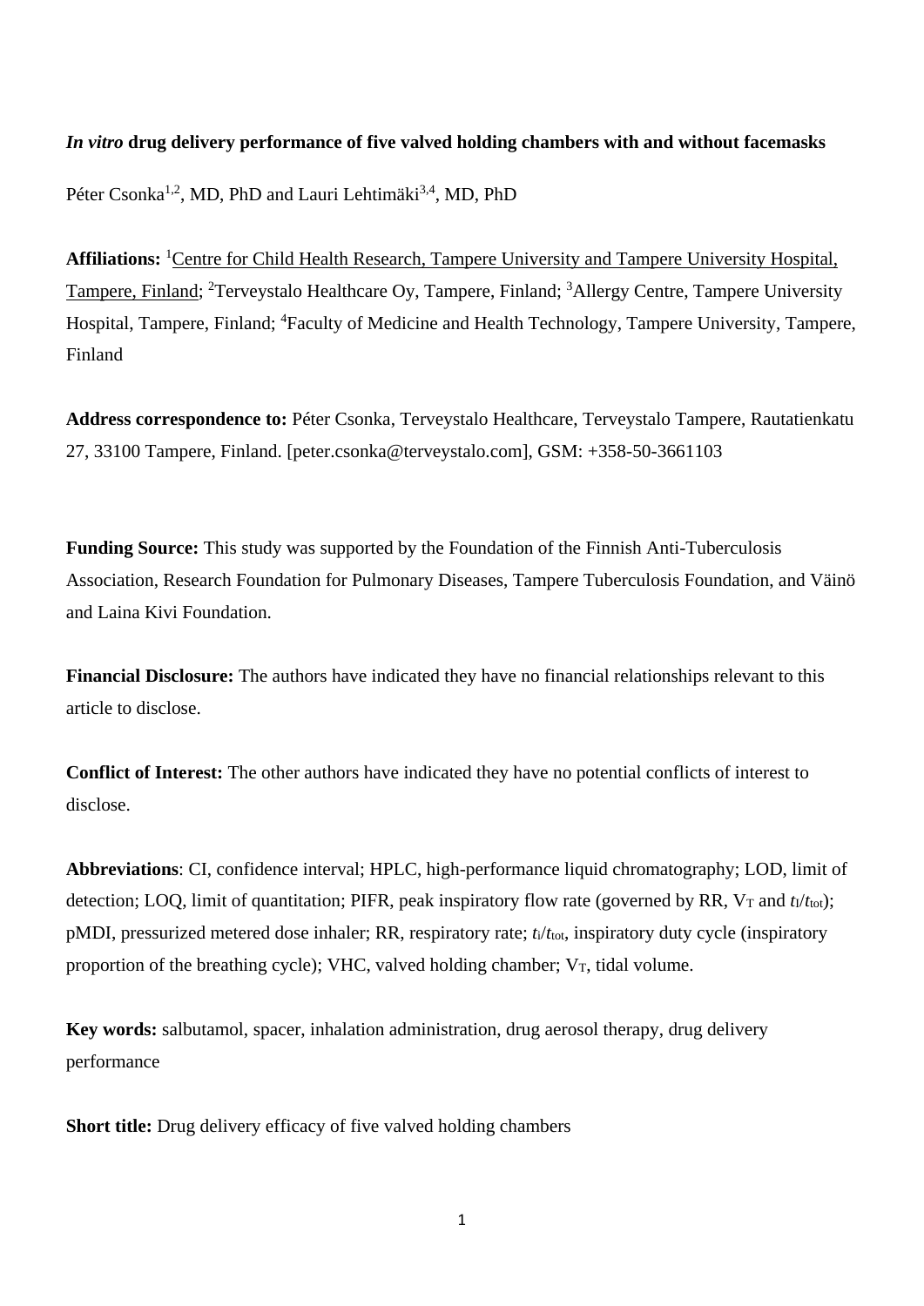# *In vitro* drug delivery performance of five valved holding chambers with and without facemasks

Péter Csonka[1,2], MD, PhD and Lauri Lehtimäki[3,4], MD, PhD

**Affiliations:** [1]Centre for Child Health Research, Tampere University and Tampere University Hospital, Tampere, Finland; [2]Terveystalo Healthcare Oy, Tampere, Finland; [3]Allergy Centre, Tampere University Hospital, Tampere, Finland; [4]Faculty of Medicine and Health Technology, Tampere University, Tampere, Finland

**Address correspondence to:** Péter Csonka, Terveystalo Healthcare, Terveystalo Tampere, Rautatienkatu 27, 33100 Tampere, Finland. [peter.csonka@terveystalo.com], GSM: +358-50-3661103

**Funding Source:** This study was supported by the Foundation of the Finnish Anti-Tuberculosis Association, Research Foundation for Pulmonary Diseases, Tampere Tuberculosis Foundation, and Väinö and Laina Kivi Foundation.

**Financial Disclosure:** The authors have indicated they have no financial relationships relevant to this article to disclose.

**Conflict of Interest:** The other authors have indicated they have no potential conflicts of interest to disclose.

**Abbreviations**: CI, confidence interval; HPLC, high-performance liquid chromatography; LOD, limit of detection; LOQ, limit of quantitation; PIFR, peak inspiratory flow rate (governed by RR, $V_T$ and $t_I/t_{tot}$); pMDI, pressurized metered dose inhaler; RR, respiratory rate; $t_i/t_{tot}$, inspiratory duty cycle (inspiratory proportion of the breathing cycle); VHC, valved holding chamber; $V_T$, tidal volume.

**Key words:** salbutamol, spacer, inhalation administration, drug aerosol therapy, drug delivery performance

**Short title:** Drug delivery efficacy of five valved holding chambers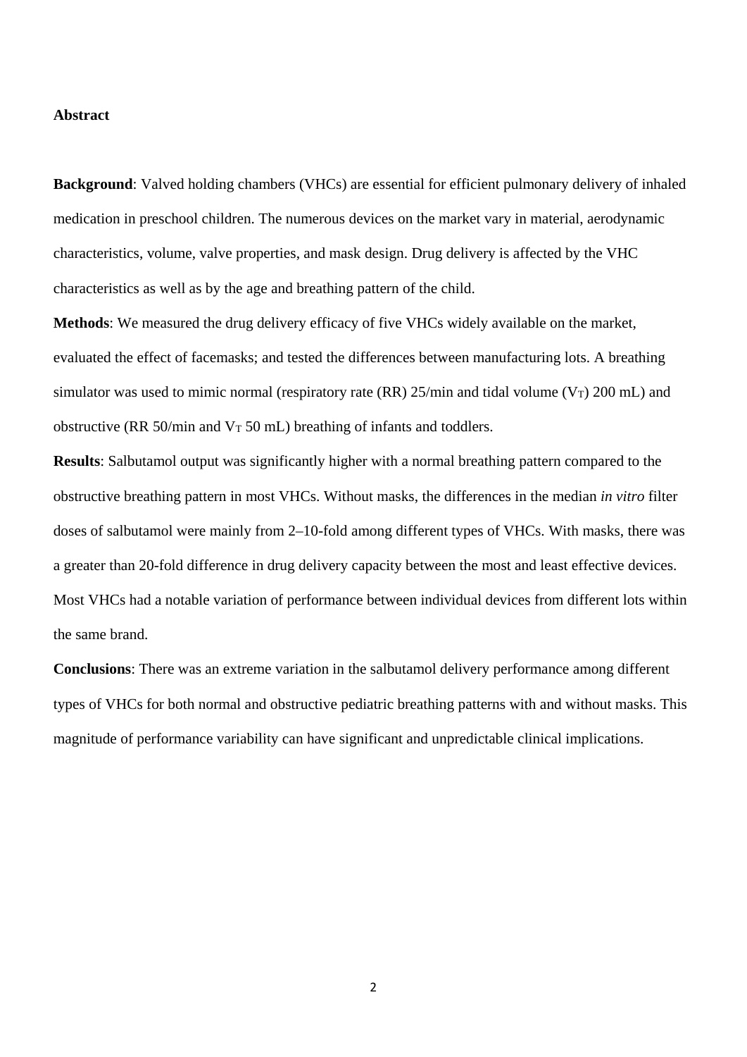**Abstract**

**Background**: Valved holding chambers (VHCs) are essential for efficient pulmonary delivery of inhaled medication in preschool children. The numerous devices on the market vary in material, aerodynamic characteristics, volume, valve properties, and mask design. Drug delivery is affected by the VHC characteristics as well as by the age and breathing pattern of the child.

**Methods**: We measured the drug delivery efficacy of five VHCs widely available on the market, evaluated the effect of facemasks; and tested the differences between manufacturing lots. A breathing simulator was used to mimic normal (respiratory rate (RR) 25/min and tidal volume ($V_T$) 200 mL) and obstructive (RR 50/min and $V_T$ 50 mL) breathing of infants and toddlers.

**Results**: Salbutamol output was significantly higher with a normal breathing pattern compared to the obstructive breathing pattern in most VHCs. Without masks, the differences in the median *in vitro* filter doses of salbutamol were mainly from 2–10-fold among different types of VHCs. With masks, there was a greater than 20-fold difference in drug delivery capacity between the most and least effective devices. Most VHCs had a notable variation of performance between individual devices from different lots within the same brand.

**Conclusions**: There was an extreme variation in the salbutamol delivery performance among different types of VHCs for both normal and obstructive pediatric breathing patterns with and without masks. This magnitude of performance variability can have significant and unpredictable clinical implications.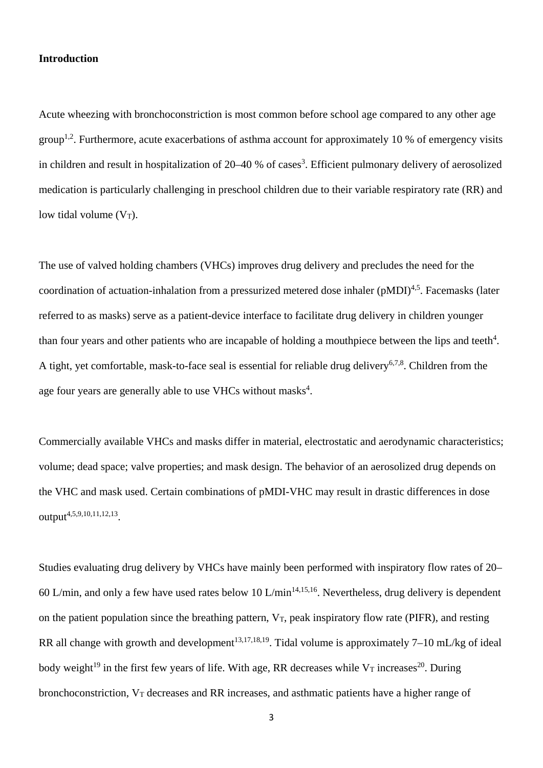## Introduction

Acute wheezing with bronchoconstriction is most common before school age compared to any other age group[1,2]. Furthermore, acute exacerbations of asthma account for approximately 10 % of emergency visits in children and result in hospitalization of 20–40 % of cases[3]. Efficient pulmonary delivery of aerosolized medication is particularly challenging in preschool children due to their variable respiratory rate (RR) and low tidal volume ($V_T$).

The use of valved holding chambers (VHCs) improves drug delivery and precludes the need for the coordination of actuation-inhalation from a pressurized metered dose inhaler (pMDI)[4,5]. Facemasks (later referred to as masks) serve as a patient-device interface to facilitate drug delivery in children younger than four years and other patients who are incapable of holding a mouthpiece between the lips and teeth[4]. A tight, yet comfortable, mask-to-face seal is essential for reliable drug delivery[6,7,8]. Children from the age four years are generally able to use VHCs without masks[4].

Commercially available VHCs and masks differ in material, electrostatic and aerodynamic characteristics; volume; dead space; valve properties; and mask design. The behavior of an aerosolized drug depends on the VHC and mask used. Certain combinations of pMDI-VHC may result in drastic differences in dose output[4,5,9,10,11,12,13].

Studies evaluating drug delivery by VHCs have mainly been performed with inspiratory flow rates of 20–60 L/min, and only a few have used rates below 10 L/min[14,15,16]. Nevertheless, drug delivery is dependent on the patient population since the breathing pattern, $V_T$, peak inspiratory flow rate (PIFR), and resting RR all change with growth and development[13,17,18,19]. Tidal volume is approximately 7–10 mL/kg of ideal body weight[19] in the first few years of life. With age, RR decreases while $V_T$ increases[20]. During bronchoconstriction, $V_T$ decreases and RR increases, and asthmatic patients have a higher range of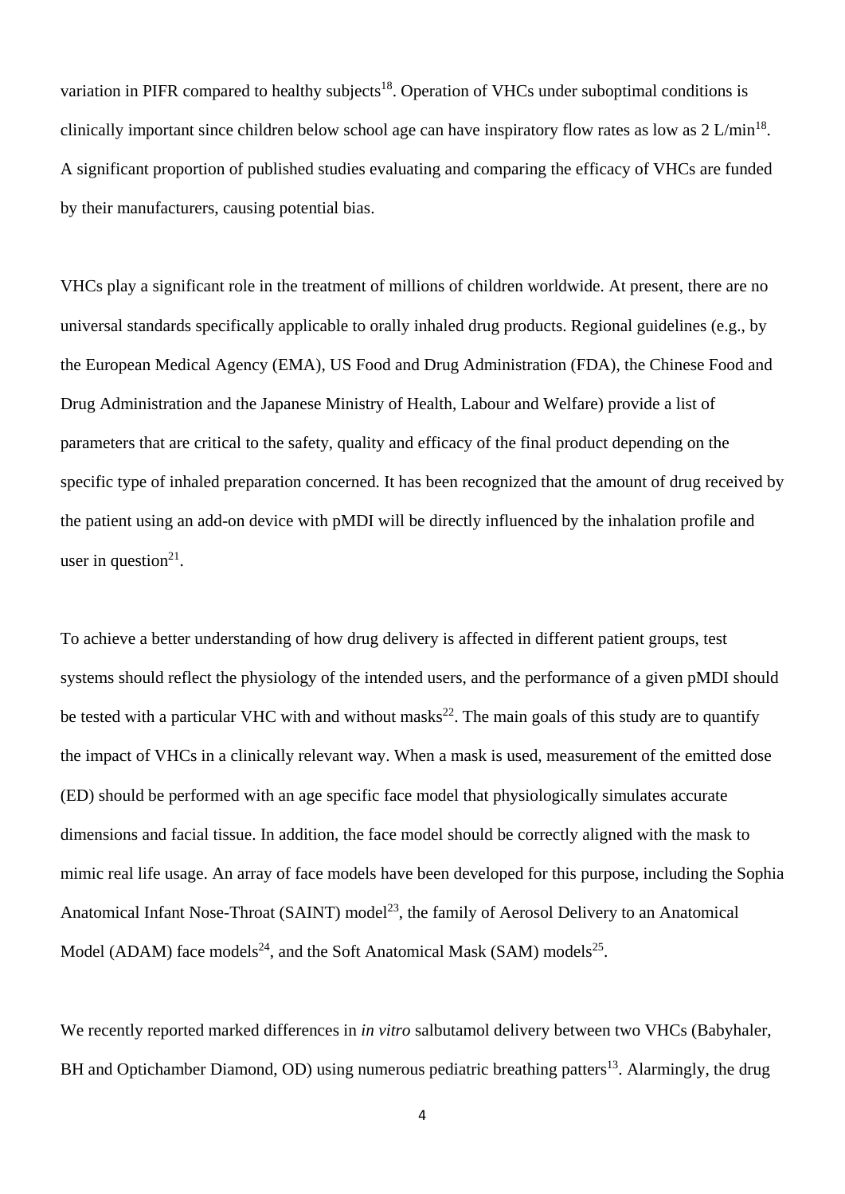variation in PIFR compared to healthy subjects[18]. Operation of VHCs under suboptimal conditions is clinically important since children below school age can have inspiratory flow rates as low as 2 L/min[18]. A significant proportion of published studies evaluating and comparing the efficacy of VHCs are funded by their manufacturers, causing potential bias.

VHCs play a significant role in the treatment of millions of children worldwide. At present, there are no universal standards specifically applicable to orally inhaled drug products. Regional guidelines (e.g., by the European Medical Agency (EMA), US Food and Drug Administration (FDA), the Chinese Food and Drug Administration and the Japanese Ministry of Health, Labour and Welfare) provide a list of parameters that are critical to the safety, quality and efficacy of the final product depending on the specific type of inhaled preparation concerned. It has been recognized that the amount of drug received by the patient using an add-on device with pMDI will be directly influenced by the inhalation profile and user in question[21].

To achieve a better understanding of how drug delivery is affected in different patient groups, test systems should reflect the physiology of the intended users, and the performance of a given pMDI should be tested with a particular VHC with and without masks[22]. The main goals of this study are to quantify the impact of VHCs in a clinically relevant way. When a mask is used, measurement of the emitted dose (ED) should be performed with an age specific face model that physiologically simulates accurate dimensions and facial tissue. In addition, the face model should be correctly aligned with the mask to mimic real life usage. An array of face models have been developed for this purpose, including the Sophia Anatomical Infant Nose-Throat (SAINT) model[23], the family of Aerosol Delivery to an Anatomical Model (ADAM) face models[24], and the Soft Anatomical Mask (SAM) models[25].

We recently reported marked differences in *in vitro* salbutamol delivery between two VHCs (Babyhaler, BH and Optichamber Diamond, OD) using numerous pediatric breathing patters[13]. Alarmingly, the drug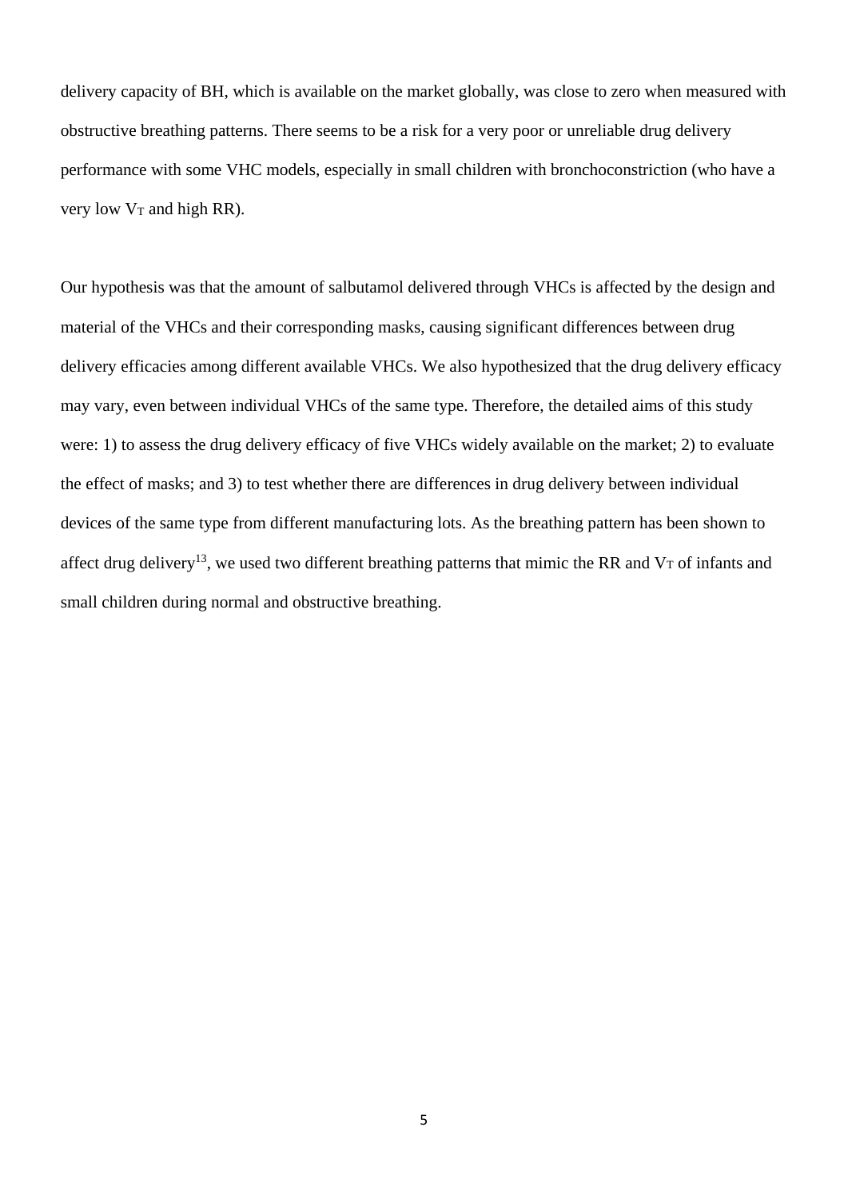delivery capacity of BH, which is available on the market globally, was close to zero when measured with obstructive breathing patterns. There seems to be a risk for a very poor or unreliable drug delivery performance with some VHC models, especially in small children with bronchoconstriction (who have a very low $V_T$ and high RR).

Our hypothesis was that the amount of salbutamol delivered through VHCs is affected by the design and material of the VHCs and their corresponding masks, causing significant differences between drug delivery efficacies among different available VHCs. We also hypothesized that the drug delivery efficacy may vary, even between individual VHCs of the same type. Therefore, the detailed aims of this study were: 1) to assess the drug delivery efficacy of five VHCs widely available on the market; 2) to evaluate the effect of masks; and 3) to test whether there are differences in drug delivery between individual devices of the same type from different manufacturing lots. As the breathing pattern has been shown to affect drug delivery[13], we used two different breathing patterns that mimic the RR and $V_T$ of infants and small children during normal and obstructive breathing.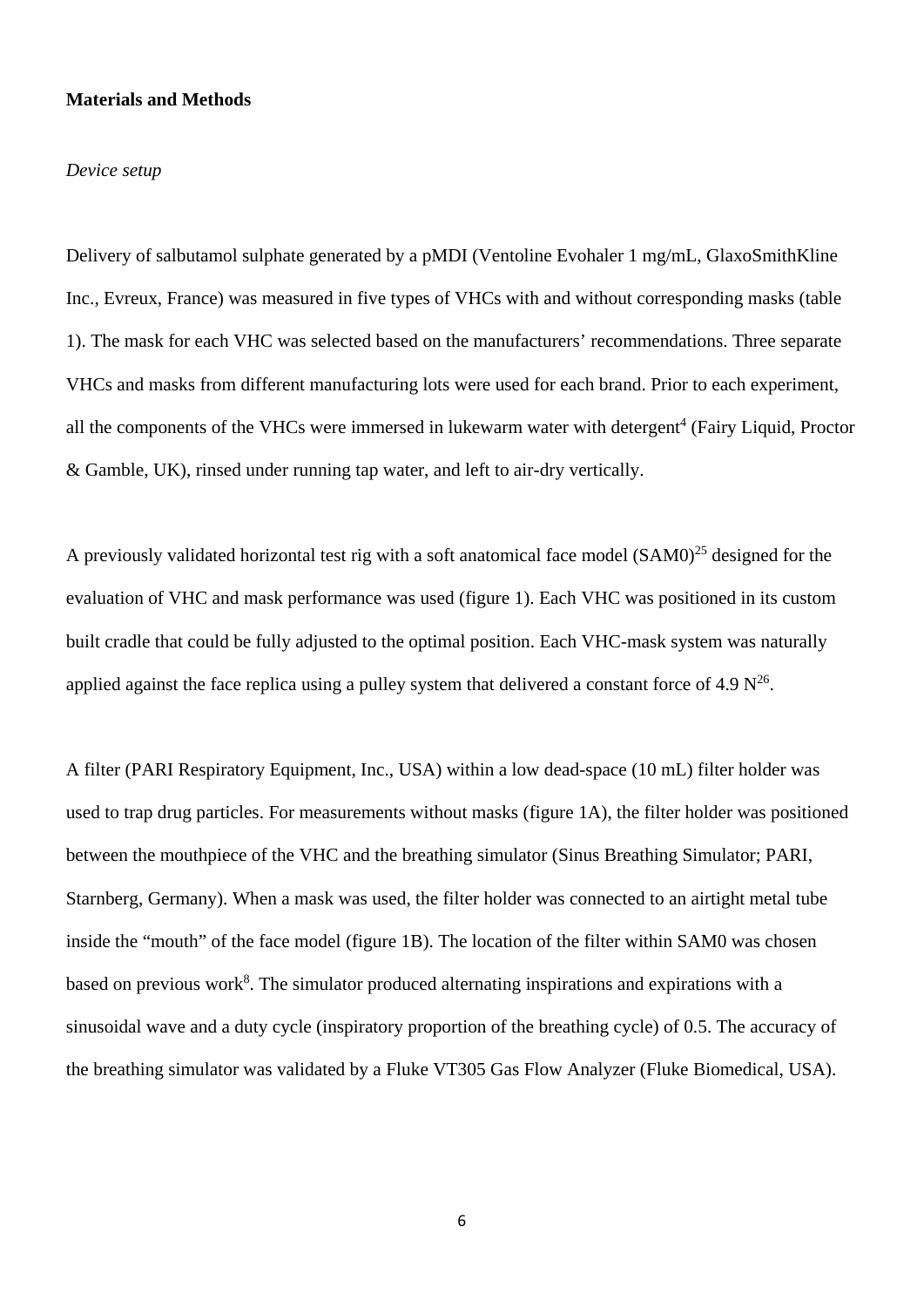**Materials and Methods**

*Device setup*

Delivery of salbutamol sulphate generated by a pMDI (Ventoline Evohaler 1 mg/mL, GlaxoSmithKline Inc., Evreux, France) was measured in five types of VHCs with and without corresponding masks (table 1). The mask for each VHC was selected based on the manufacturers' recommendations. Three separate VHCs and masks from different manufacturing lots were used for each brand. Prior to each experiment, all the components of the VHCs were immersed in lukewarm water with detergent[4] (Fairy Liquid, Proctor & Gamble, UK), rinsed under running tap water, and left to air-dry vertically.

A previously validated horizontal test rig with a soft anatomical face model (SAM0)[25] designed for the evaluation of VHC and mask performance was used (figure 1). Each VHC was positioned in its custom built cradle that could be fully adjusted to the optimal position. Each VHC-mask system was naturally applied against the face replica using a pulley system that delivered a constant force of 4.9 N[26].

A filter (PARI Respiratory Equipment, Inc., USA) within a low dead-space (10 mL) filter holder was used to trap drug particles. For measurements without masks (figure 1A), the filter holder was positioned between the mouthpiece of the VHC and the breathing simulator (Sinus Breathing Simulator; PARI, Starnberg, Germany). When a mask was used, the filter holder was connected to an airtight metal tube inside the "mouth" of the face model (figure 1B). The location of the filter within SAM0 was chosen based on previous work[8]. The simulator produced alternating inspirations and expirations with a sinusoidal wave and a duty cycle (inspiratory proportion of the breathing cycle) of 0.5. The accuracy of the breathing simulator was validated by a Fluke VT305 Gas Flow Analyzer (Fluke Biomedical, USA).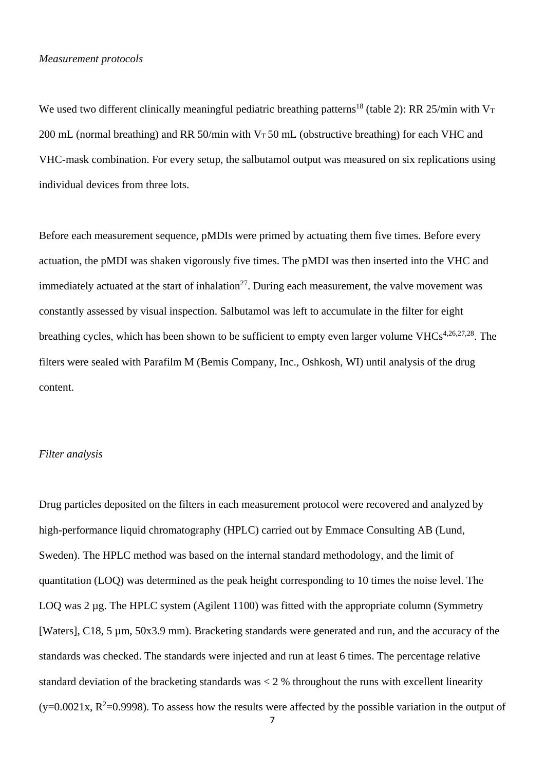*Measurement protocols*

We used two different clinically meaningful pediatric breathing patterns[18] (table 2): RR 25/min with $V_T$ 200 mL (normal breathing) and RR 50/min with $V_T$ 50 mL (obstructive breathing) for each VHC and VHC-mask combination. For every setup, the salbutamol output was measured on six replications using individual devices from three lots.

Before each measurement sequence, pMDIs were primed by actuating them five times. Before every actuation, the pMDI was shaken vigorously five times. The pMDI was then inserted into the VHC and immediately actuated at the start of inhalation[27]. During each measurement, the valve movement was constantly assessed by visual inspection. Salbutamol was left to accumulate in the filter for eight breathing cycles, which has been shown to be sufficient to empty even larger volume VHCs[4,26,27,28]. The filters were sealed with Parafilm M (Bemis Company, Inc., Oshkosh, WI) until analysis of the drug content.

*Filter analysis*

Drug particles deposited on the filters in each measurement protocol were recovered and analyzed by high-performance liquid chromatography (HPLC) carried out by Emmace Consulting AB (Lund, Sweden). The HPLC method was based on the internal standard methodology, and the limit of quantitation (LOQ) was determined as the peak height corresponding to 10 times the noise level. The LOQ was 2 µg. The HPLC system (Agilent 1100) was fitted with the appropriate column (Symmetry [Waters], C18, 5 µm, 50x3.9 mm). Bracketing standards were generated and run, and the accuracy of the standards was checked. The standards were injected and run at least 6 times. The percentage relative standard deviation of the bracketing standards was < 2 % throughout the runs with excellent linearity ($y=0.0021x$, $R^2=0.9998$). To assess how the results were affected by the possible variation in the output of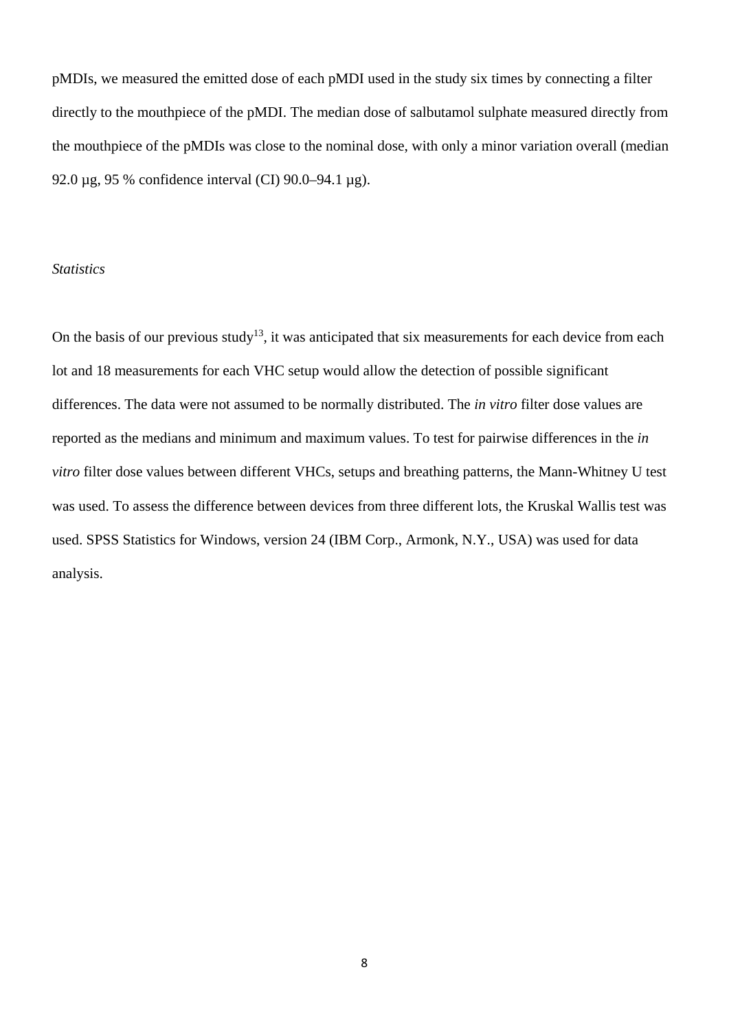pMDIs, we measured the emitted dose of each pMDI used in the study six times by connecting a filter directly to the mouthpiece of the pMDI. The median dose of salbutamol sulphate measured directly from the mouthpiece of the pMDIs was close to the nominal dose, with only a minor variation overall (median 92.0 µg, 95 % confidence interval (CI) 90.0–94.1 µg).

*Statistics*

On the basis of our previous study[13], it was anticipated that six measurements for each device from each lot and 18 measurements for each VHC setup would allow the detection of possible significant differences. The data were not assumed to be normally distributed. The *in vitro* filter dose values are reported as the medians and minimum and maximum values. To test for pairwise differences in the *in vitro* filter dose values between different VHCs, setups and breathing patterns, the Mann-Whitney U test was used. To assess the difference between devices from three different lots, the Kruskal Wallis test was used. SPSS Statistics for Windows, version 24 (IBM Corp., Armonk, N.Y., USA) was used for data analysis.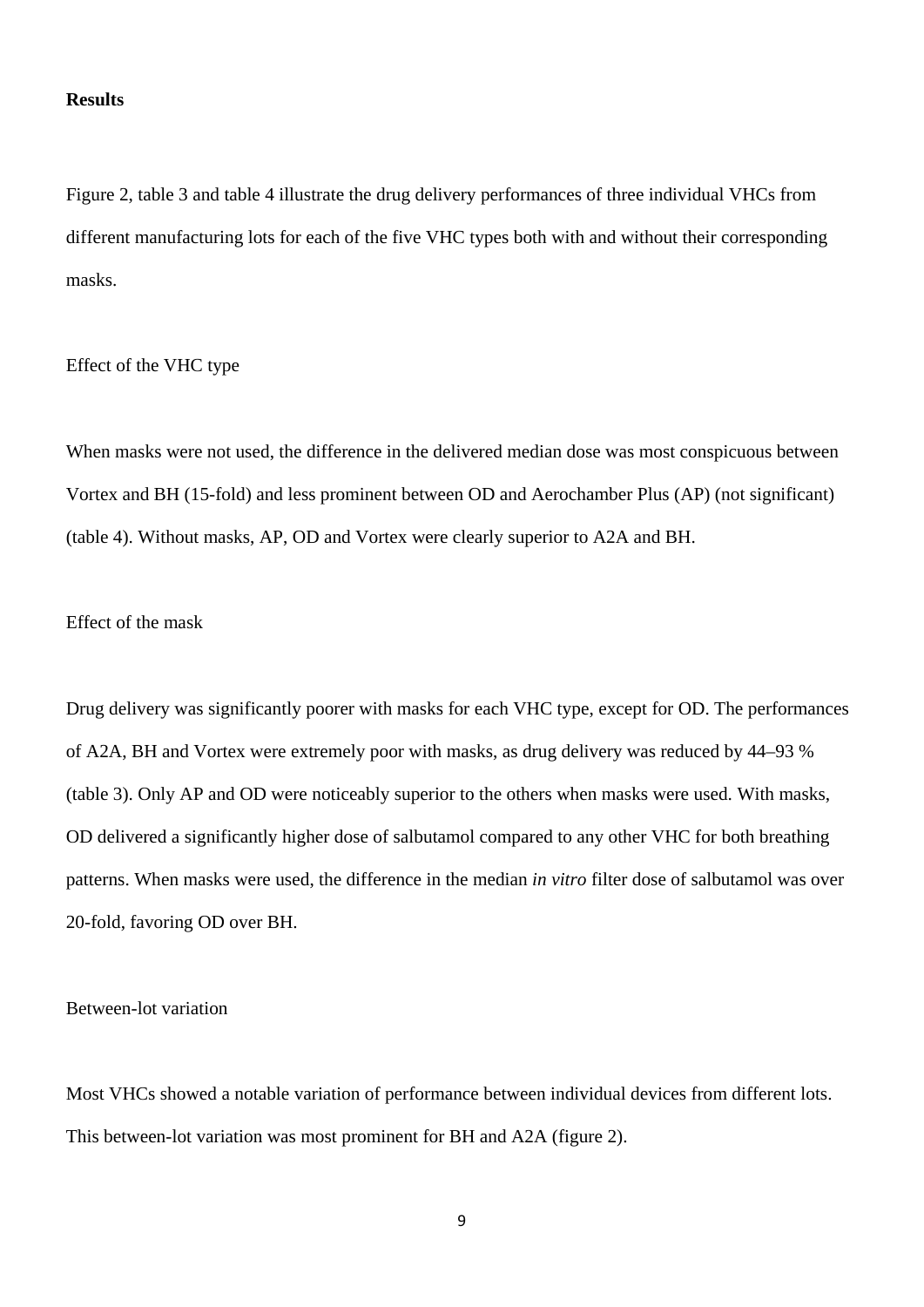## Results

Figure 2, table 3 and table 4 illustrate the drug delivery performances of three individual VHCs from different manufacturing lots for each of the five VHC types both with and without their corresponding masks.

### Effect of the VHC type

When masks were not used, the difference in the delivered median dose was most conspicuous between Vortex and BH (15-fold) and less prominent between OD and Aerochamber Plus (AP) (not significant) (table 4). Without masks, AP, OD and Vortex were clearly superior to A2A and BH.

### Effect of the mask

Drug delivery was significantly poorer with masks for each VHC type, except for OD. The performances of A2A, BH and Vortex were extremely poor with masks, as drug delivery was reduced by 44–93 % (table 3). Only AP and OD were noticeably superior to the others when masks were used. With masks, OD delivered a significantly higher dose of salbutamol compared to any other VHC for both breathing patterns. When masks were used, the difference in the median *in vitro* filter dose of salbutamol was over 20-fold, favoring OD over BH.

### Between-lot variation

Most VHCs showed a notable variation of performance between individual devices from different lots. This between-lot variation was most prominent for BH and A2A (figure 2).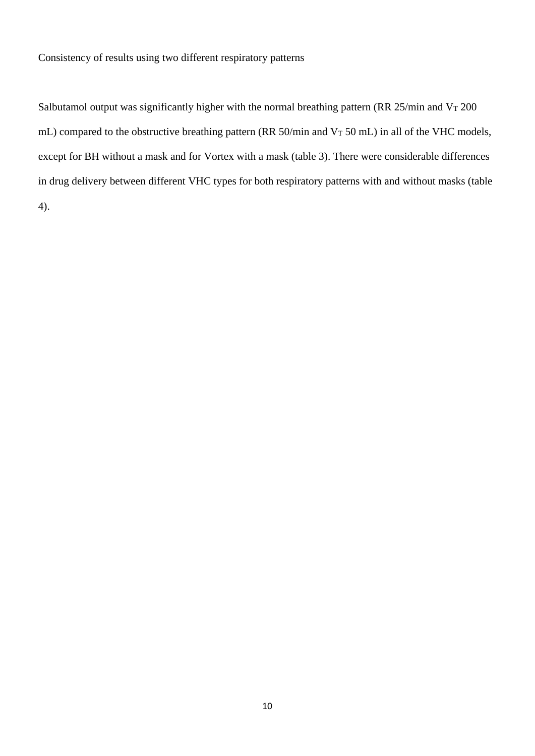Consistency of results using two different respiratory patterns

Salbutamol output was significantly higher with the normal breathing pattern (RR 25/min and $V_T$ 200 mL) compared to the obstructive breathing pattern (RR 50/min and $V_T$ 50 mL) in all of the VHC models, except for BH without a mask and for Vortex with a mask (table 3). There were considerable differences in drug delivery between different VHC types for both respiratory patterns with and without masks (table 4).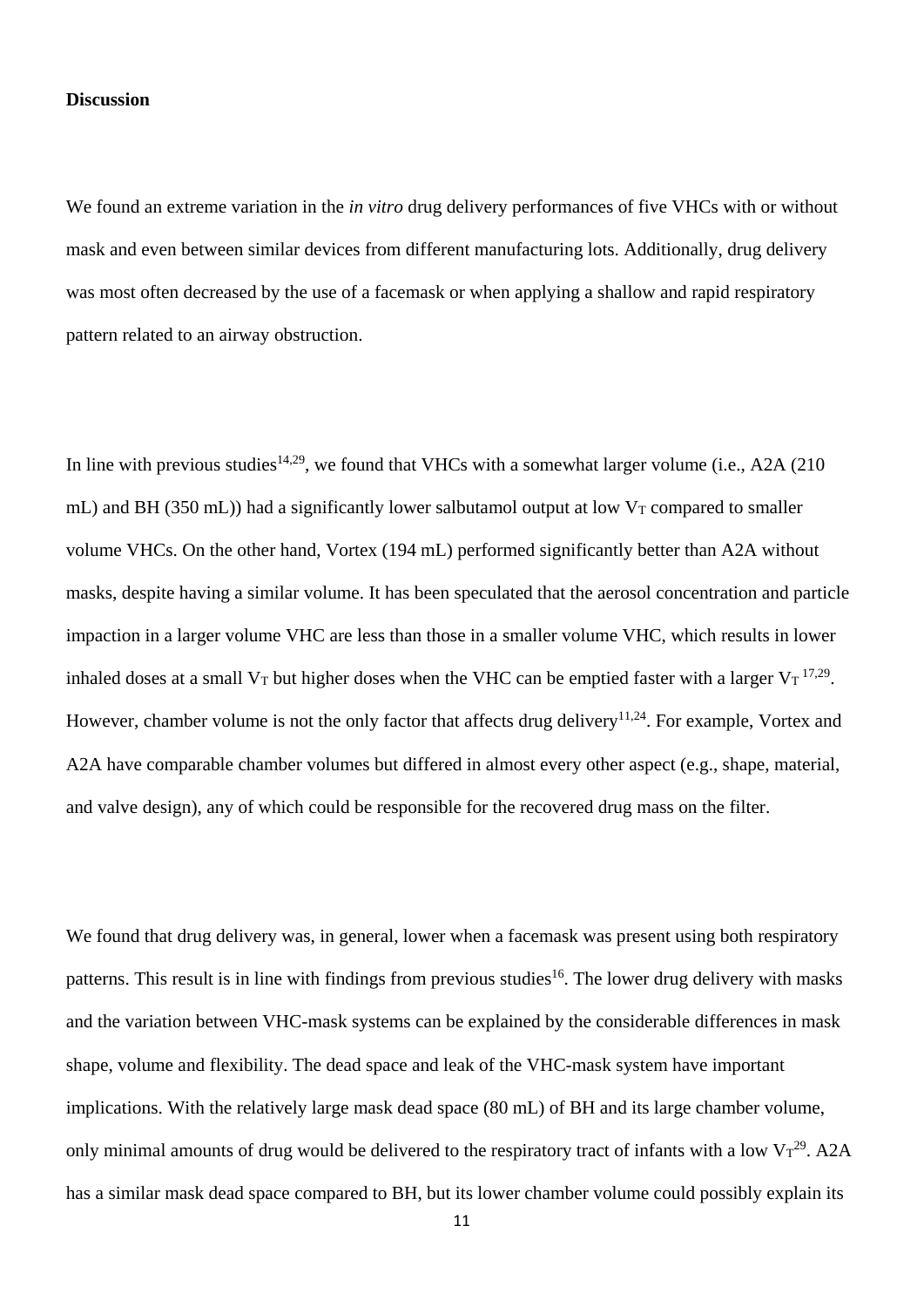## Discussion

We found an extreme variation in the *in vitro* drug delivery performances of five VHCs with or without mask and even between similar devices from different manufacturing lots. Additionally, drug delivery was most often decreased by the use of a facemask or when applying a shallow and rapid respiratory pattern related to an airway obstruction.

In line with previous studies[14,29], we found that VHCs with a somewhat larger volume (i.e., A2A (210 mL) and BH (350 mL)) had a significantly lower salbutamol output at low $V_T$ compared to smaller volume VHCs. On the other hand, Vortex (194 mL) performed significantly better than A2A without masks, despite having a similar volume. It has been speculated that the aerosol concentration and particle impaction in a larger volume VHC are less than those in a smaller volume VHC, which results in lower inhaled doses at a small $V_T$ but higher doses when the VHC can be emptied faster with a larger $V_T$ [17,29]. However, chamber volume is not the only factor that affects drug delivery[11,24]. For example, Vortex and A2A have comparable chamber volumes but differed in almost every other aspect (e.g., shape, material, and valve design), any of which could be responsible for the recovered drug mass on the filter.

We found that drug delivery was, in general, lower when a facemask was present using both respiratory patterns. This result is in line with findings from previous studies[16]. The lower drug delivery with masks and the variation between VHC-mask systems can be explained by the considerable differences in mask shape, volume and flexibility. The dead space and leak of the VHC-mask system have important implications. With the relatively large mask dead space (80 mL) of BH and its large chamber volume, only minimal amounts of drug would be delivered to the respiratory tract of infants with a low $V_T$[29]. A2A has a similar mask dead space compared to BH, but its lower chamber volume could possibly explain its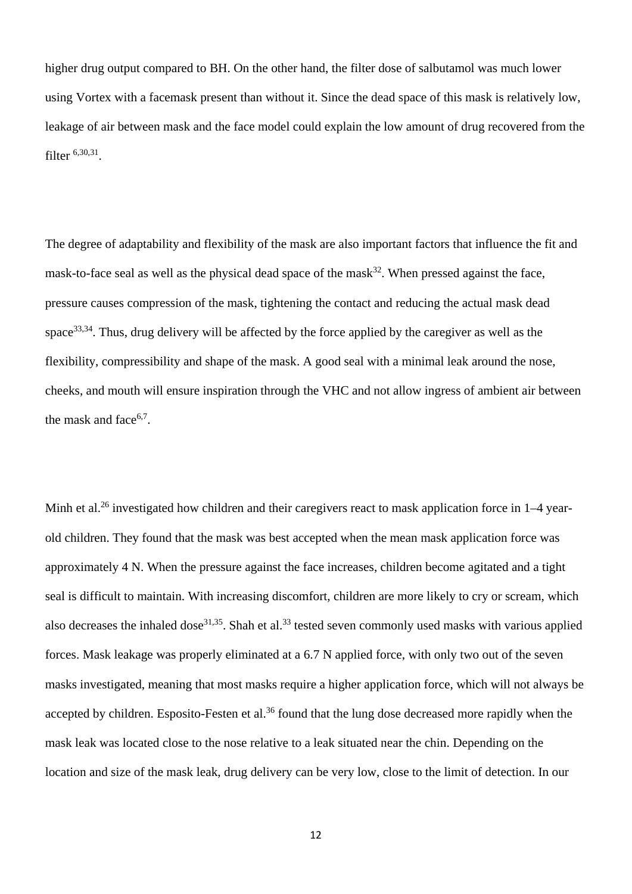higher drug output compared to BH. On the other hand, the filter dose of salbutamol was much lower using Vortex with a facemask present than without it. Since the dead space of this mask is relatively low, leakage of air between mask and the face model could explain the low amount of drug recovered from the filter [6,30,31].

The degree of adaptability and flexibility of the mask are also important factors that influence the fit and mask-to-face seal as well as the physical dead space of the mask[32]. When pressed against the face, pressure causes compression of the mask, tightening the contact and reducing the actual mask dead space[33,34]. Thus, drug delivery will be affected by the force applied by the caregiver as well as the flexibility, compressibility and shape of the mask. A good seal with a minimal leak around the nose, cheeks, and mouth will ensure inspiration through the VHC and not allow ingress of ambient air between the mask and face[6,7].

Minh et al.[26] investigated how children and their caregivers react to mask application force in 1–4 year-old children. They found that the mask was best accepted when the mean mask application force was approximately 4 N. When the pressure against the face increases, children become agitated and a tight seal is difficult to maintain. With increasing discomfort, children are more likely to cry or scream, which also decreases the inhaled dose[31,35]. Shah et al.[33] tested seven commonly used masks with various applied forces. Mask leakage was properly eliminated at a 6.7 N applied force, with only two out of the seven masks investigated, meaning that most masks require a higher application force, which will not always be accepted by children. Esposito-Festen et al.[36] found that the lung dose decreased more rapidly when the mask leak was located close to the nose relative to a leak situated near the chin. Depending on the location and size of the mask leak, drug delivery can be very low, close to the limit of detection. In our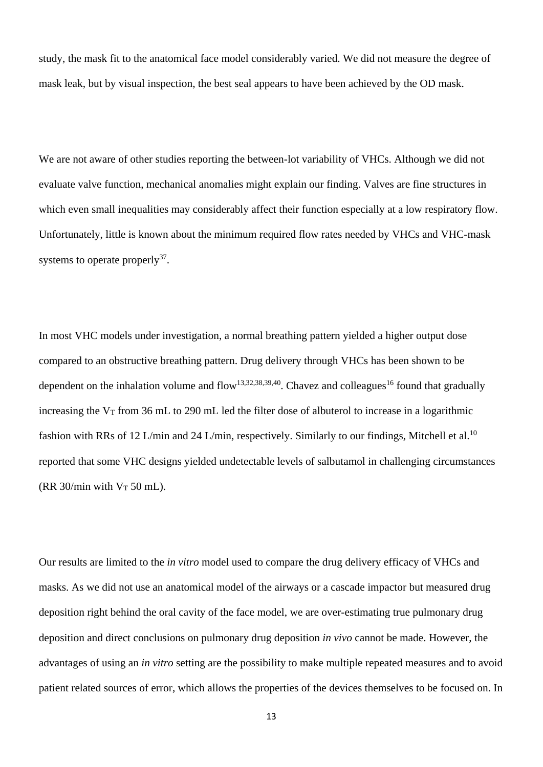study, the mask fit to the anatomical face model considerably varied. We did not measure the degree of mask leak, but by visual inspection, the best seal appears to have been achieved by the OD mask.

We are not aware of other studies reporting the between-lot variability of VHCs. Although we did not evaluate valve function, mechanical anomalies might explain our finding. Valves are fine structures in which even small inequalities may considerably affect their function especially at a low respiratory flow. Unfortunately, little is known about the minimum required flow rates needed by VHCs and VHC-mask systems to operate properly[37].

In most VHC models under investigation, a normal breathing pattern yielded a higher output dose compared to an obstructive breathing pattern. Drug delivery through VHCs has been shown to be dependent on the inhalation volume and flow[13,32,38,39,40]. Chavez and colleagues[16] found that gradually increasing the $V_T$ from 36 mL to 290 mL led the filter dose of albuterol to increase in a logarithmic fashion with RRs of 12 L/min and 24 L/min, respectively. Similarly to our findings, Mitchell et al.[10] reported that some VHC designs yielded undetectable levels of salbutamol in challenging circumstances (RR 30/min with $V_T$ 50 mL).

Our results are limited to the *in vitro* model used to compare the drug delivery efficacy of VHCs and masks. As we did not use an anatomical model of the airways or a cascade impactor but measured drug deposition right behind the oral cavity of the face model, we are over-estimating true pulmonary drug deposition and direct conclusions on pulmonary drug deposition *in vivo* cannot be made. However, the advantages of using an *in vitro* setting are the possibility to make multiple repeated measures and to avoid patient related sources of error, which allows the properties of the devices themselves to be focused on. In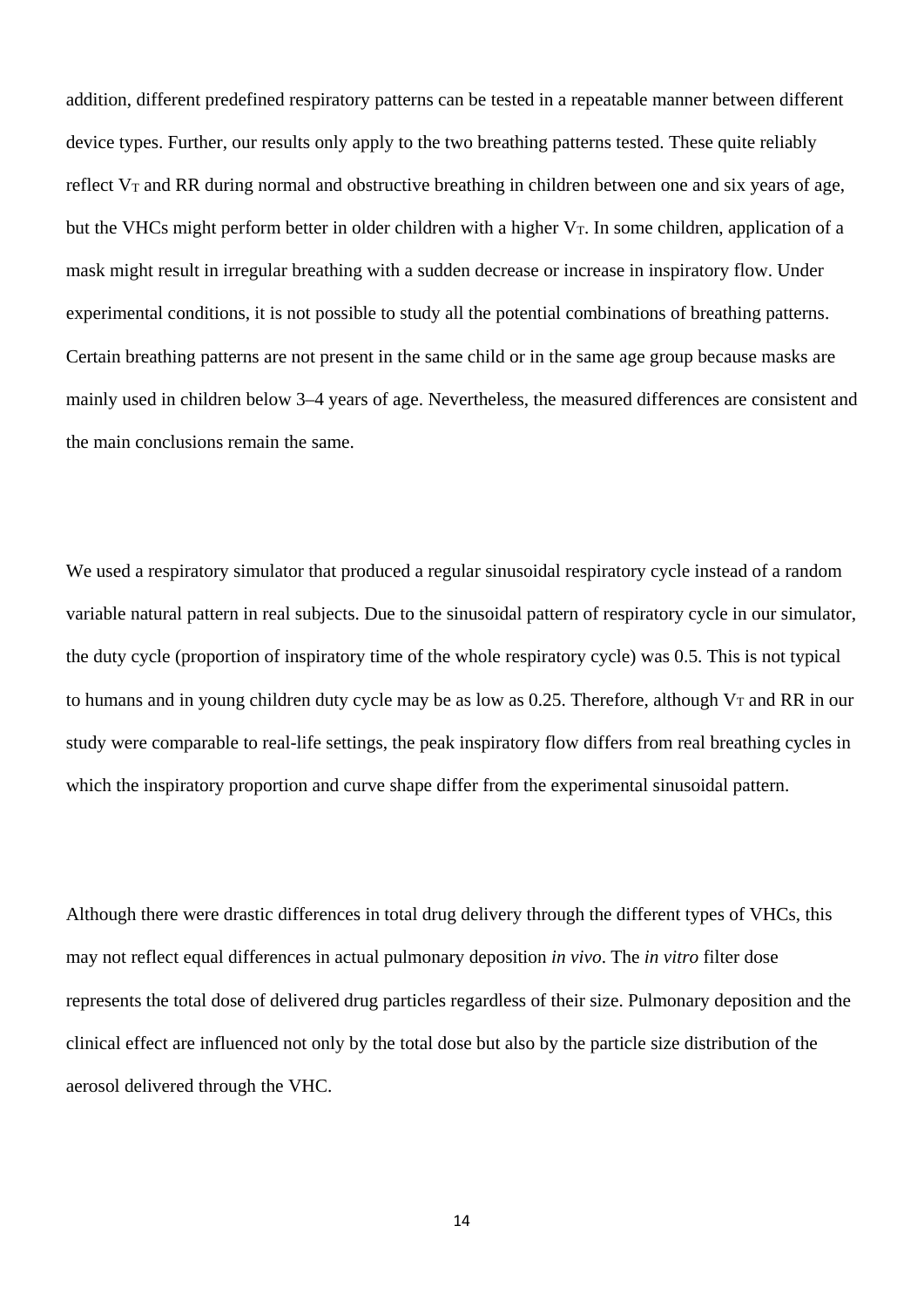addition, different predefined respiratory patterns can be tested in a repeatable manner between different device types. Further, our results only apply to the two breathing patterns tested. These quite reliably reflect $V_T$ and RR during normal and obstructive breathing in children between one and six years of age, but the VHCs might perform better in older children with a higher $V_T$. In some children, application of a mask might result in irregular breathing with a sudden decrease or increase in inspiratory flow. Under experimental conditions, it is not possible to study all the potential combinations of breathing patterns. Certain breathing patterns are not present in the same child or in the same age group because masks are mainly used in children below 3–4 years of age. Nevertheless, the measured differences are consistent and the main conclusions remain the same.

We used a respiratory simulator that produced a regular sinusoidal respiratory cycle instead of a random variable natural pattern in real subjects. Due to the sinusoidal pattern of respiratory cycle in our simulator, the duty cycle (proportion of inspiratory time of the whole respiratory cycle) was 0.5. This is not typical to humans and in young children duty cycle may be as low as 0.25. Therefore, although $V_T$ and RR in our study were comparable to real-life settings, the peak inspiratory flow differs from real breathing cycles in which the inspiratory proportion and curve shape differ from the experimental sinusoidal pattern.

Although there were drastic differences in total drug delivery through the different types of VHCs, this may not reflect equal differences in actual pulmonary deposition *in vivo*. The *in vitro* filter dose represents the total dose of delivered drug particles regardless of their size. Pulmonary deposition and the clinical effect are influenced not only by the total dose but also by the particle size distribution of the aerosol delivered through the VHC.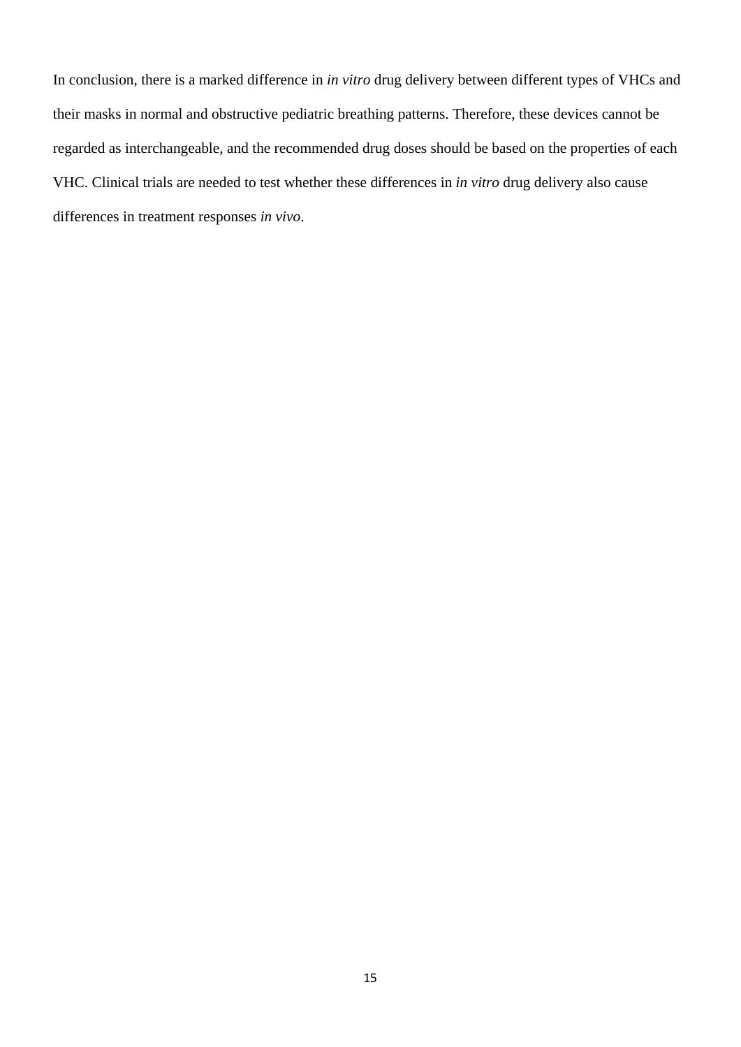In conclusion, there is a marked difference in *in vitro* drug delivery between different types of VHCs and their masks in normal and obstructive pediatric breathing patterns. Therefore, these devices cannot be regarded as interchangeable, and the recommended drug doses should be based on the properties of each VHC. Clinical trials are needed to test whether these differences in *in vitro* drug delivery also cause differences in treatment responses *in vivo*.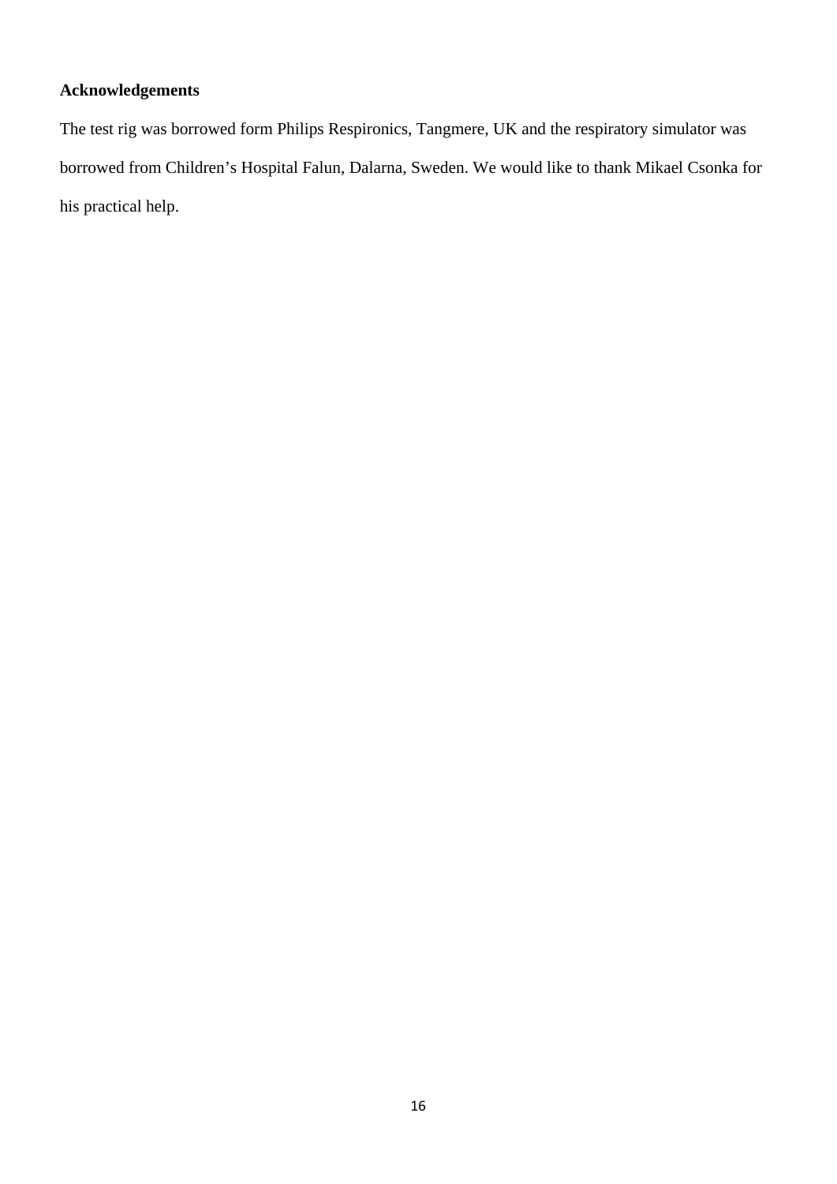**Acknowledgements**

The test rig was borrowed form Philips Respironics, Tangmere, UK and the respiratory simulator was borrowed from Children's Hospital Falun, Dalarna, Sweden. We would like to thank Mikael Csonka for his practical help.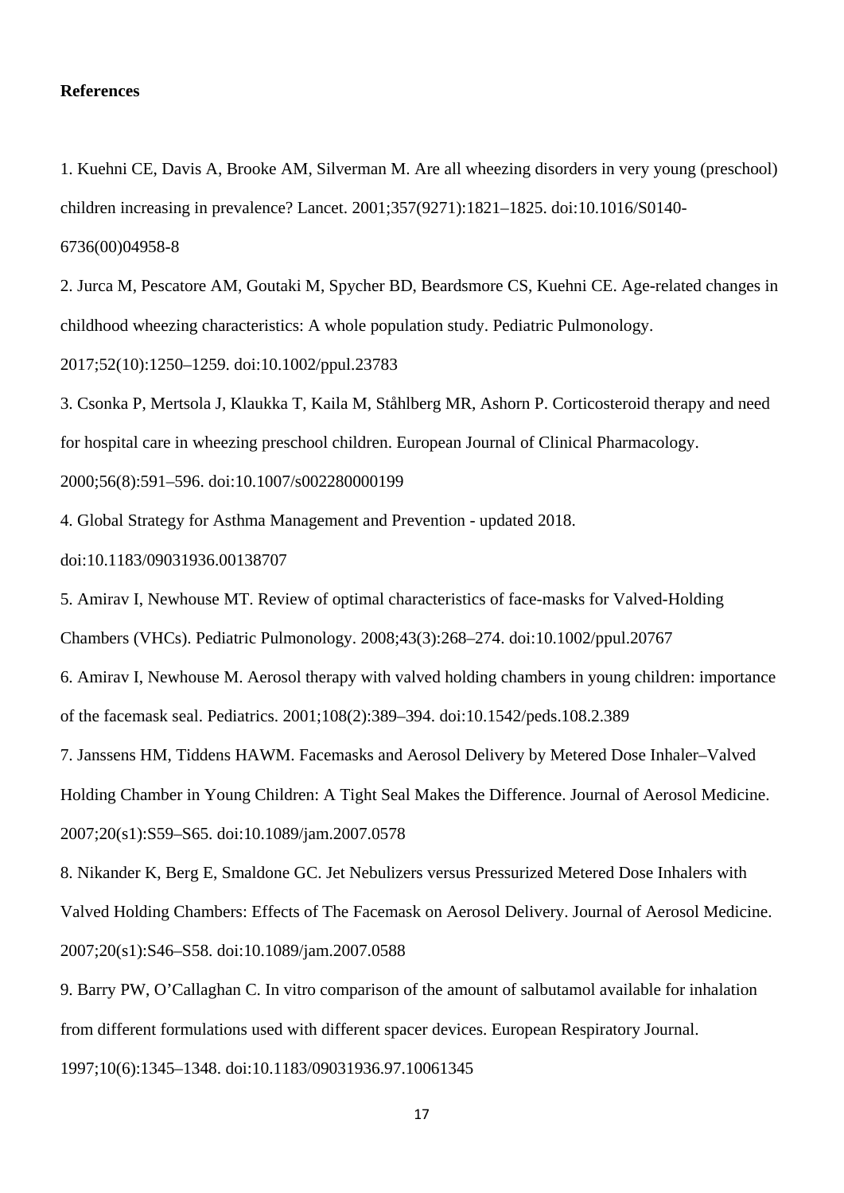**References**

1. Kuehni CE, Davis A, Brooke AM, Silverman M. Are all wheezing disorders in very young (preschool) children increasing in prevalence? Lancet. 2001;357(9271):1821–1825. doi:10.1016/S0140-6736(00)04958-8

2. Jurca M, Pescatore AM, Goutaki M, Spycher BD, Beardsmore CS, Kuehni CE. Age-related changes in childhood wheezing characteristics: A whole population study. Pediatric Pulmonology. 2017;52(10):1250–1259. doi:10.1002/ppul.23783

3. Csonka P, Mertsola J, Klaukka T, Kaila M, Ståhlberg MR, Ashorn P. Corticosteroid therapy and need for hospital care in wheezing preschool children. European Journal of Clinical Pharmacology. 2000;56(8):591–596. doi:10.1007/s002280000199

4. Global Strategy for Asthma Management and Prevention - updated 2018. doi:10.1183/09031936.00138707

5. Amirav I, Newhouse MT. Review of optimal characteristics of face-masks for Valved-Holding Chambers (VHCs). Pediatric Pulmonology. 2008;43(3):268–274. doi:10.1002/ppul.20767

6. Amirav I, Newhouse M. Aerosol therapy with valved holding chambers in young children: importance of the facemask seal. Pediatrics. 2001;108(2):389–394. doi:10.1542/peds.108.2.389

7. Janssens HM, Tiddens HAWM. Facemasks and Aerosol Delivery by Metered Dose Inhaler–Valved Holding Chamber in Young Children: A Tight Seal Makes the Difference. Journal of Aerosol Medicine. 2007;20(s1):S59–S65. doi:10.1089/jam.2007.0578

8. Nikander K, Berg E, Smaldone GC. Jet Nebulizers versus Pressurized Metered Dose Inhalers with Valved Holding Chambers: Effects of The Facemask on Aerosol Delivery. Journal of Aerosol Medicine. 2007;20(s1):S46–S58. doi:10.1089/jam.2007.0588

9. Barry PW, O'Callaghan C. In vitro comparison of the amount of salbutamol available for inhalation from different formulations used with different spacer devices. European Respiratory Journal. 1997;10(6):1345–1348. doi:10.1183/09031936.97.10061345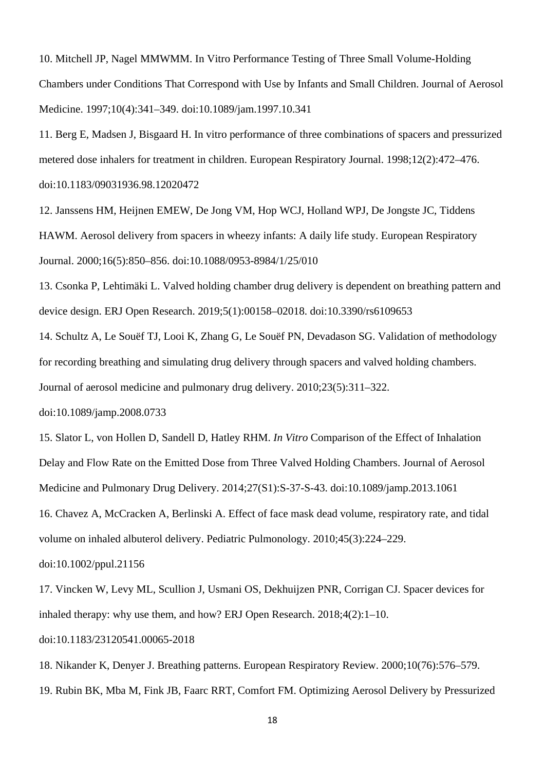10. Mitchell JP, Nagel MMWMM. In Vitro Performance Testing of Three Small Volume-Holding Chambers under Conditions That Correspond with Use by Infants and Small Children. Journal of Aerosol Medicine. 1997;10(4):341–349. doi:10.1089/jam.1997.10.341

11. Berg E, Madsen J, Bisgaard H. In vitro performance of three combinations of spacers and pressurized metered dose inhalers for treatment in children. European Respiratory Journal. 1998;12(2):472–476. doi:10.1183/09031936.98.12020472

12. Janssens HM, Heijnen EMEW, De Jong VM, Hop WCJ, Holland WPJ, De Jongste JC, Tiddens HAWM. Aerosol delivery from spacers in wheezy infants: A daily life study. European Respiratory Journal. 2000;16(5):850–856. doi:10.1088/0953-8984/1/25/010

13. Csonka P, Lehtimäki L. Valved holding chamber drug delivery is dependent on breathing pattern and device design. ERJ Open Research. 2019;5(1):00158–02018. doi:10.3390/rs6109653

14. Schultz A, Le Souëf TJ, Looi K, Zhang G, Le Souëf PN, Devadason SG. Validation of methodology for recording breathing and simulating drug delivery through spacers and valved holding chambers. Journal of aerosol medicine and pulmonary drug delivery. 2010;23(5):311–322. doi:10.1089/jamp.2008.0733

15. Slator L, von Hollen D, Sandell D, Hatley RHM. *In Vitro* Comparison of the Effect of Inhalation Delay and Flow Rate on the Emitted Dose from Three Valved Holding Chambers. Journal of Aerosol Medicine and Pulmonary Drug Delivery. 2014;27(S1):S-37-S-43. doi:10.1089/jamp.2013.1061

16. Chavez A, McCracken A, Berlinski A. Effect of face mask dead volume, respiratory rate, and tidal volume on inhaled albuterol delivery. Pediatric Pulmonology. 2010;45(3):224–229. doi:10.1002/ppul.21156

17. Vincken W, Levy ML, Scullion J, Usmani OS, Dekhuijzen PNR, Corrigan CJ. Spacer devices for inhaled therapy: why use them, and how? ERJ Open Research. 2018;4(2):1–10. doi:10.1183/23120541.00065-2018

18. Nikander K, Denyer J. Breathing patterns. European Respiratory Review. 2000;10(76):576–579.

19. Rubin BK, Mba M, Fink JB, Faarc RRT, Comfort FM. Optimizing Aerosol Delivery by Pressurized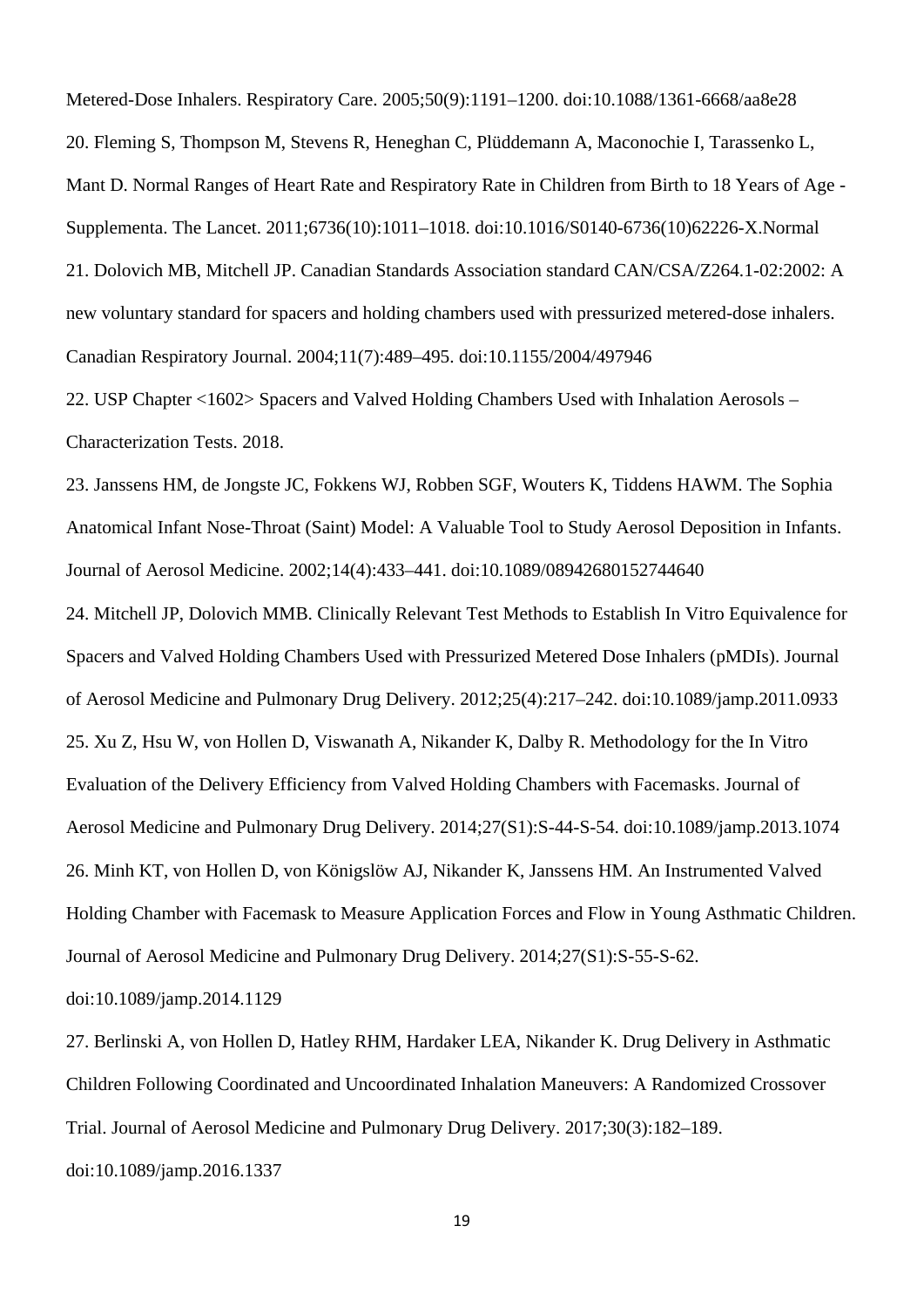Metered-Dose Inhalers. Respiratory Care. 2005;50(9):1191–1200. doi:10.1088/1361-6668/aa8e28

20. Fleming S, Thompson M, Stevens R, Heneghan C, Plüddemann A, Maconochie I, Tarassenko L, Mant D. Normal Ranges of Heart Rate and Respiratory Rate in Children from Birth to 18 Years of Age - Supplementa. The Lancet. 2011;6736(10):1011–1018. doi:10.1016/S0140-6736(10)62226-X.Normal

21. Dolovich MB, Mitchell JP. Canadian Standards Association standard CAN/CSA/Z264.1-02:2002: A new voluntary standard for spacers and holding chambers used with pressurized metered-dose inhalers. Canadian Respiratory Journal. 2004;11(7):489–495. doi:10.1155/2004/497946

22. USP Chapter <1602> Spacers and Valved Holding Chambers Used with Inhalation Aerosols – Characterization Tests. 2018.

23. Janssens HM, de Jongste JC, Fokkens WJ, Robben SGF, Wouters K, Tiddens HAWM. The Sophia Anatomical Infant Nose-Throat (Saint) Model: A Valuable Tool to Study Aerosol Deposition in Infants. Journal of Aerosol Medicine. 2002;14(4):433–441. doi:10.1089/08942680152744640

24. Mitchell JP, Dolovich MMB. Clinically Relevant Test Methods to Establish In Vitro Equivalence for Spacers and Valved Holding Chambers Used with Pressurized Metered Dose Inhalers (pMDIs). Journal of Aerosol Medicine and Pulmonary Drug Delivery. 2012;25(4):217–242. doi:10.1089/jamp.2011.0933

25. Xu Z, Hsu W, von Hollen D, Viswanath A, Nikander K, Dalby R. Methodology for the In Vitro Evaluation of the Delivery Efficiency from Valved Holding Chambers with Facemasks. Journal of Aerosol Medicine and Pulmonary Drug Delivery. 2014;27(S1):S-44-S-54. doi:10.1089/jamp.2013.1074

26. Minh KT, von Hollen D, von Königslöw AJ, Nikander K, Janssens HM. An Instrumented Valved Holding Chamber with Facemask to Measure Application Forces and Flow in Young Asthmatic Children. Journal of Aerosol Medicine and Pulmonary Drug Delivery. 2014;27(S1):S-55-S-62. doi:10.1089/jamp.2014.1129

27. Berlinski A, von Hollen D, Hatley RHM, Hardaker LEA, Nikander K. Drug Delivery in Asthmatic Children Following Coordinated and Uncoordinated Inhalation Maneuvers: A Randomized Crossover Trial. Journal of Aerosol Medicine and Pulmonary Drug Delivery. 2017;30(3):182–189. doi:10.1089/jamp.2016.1337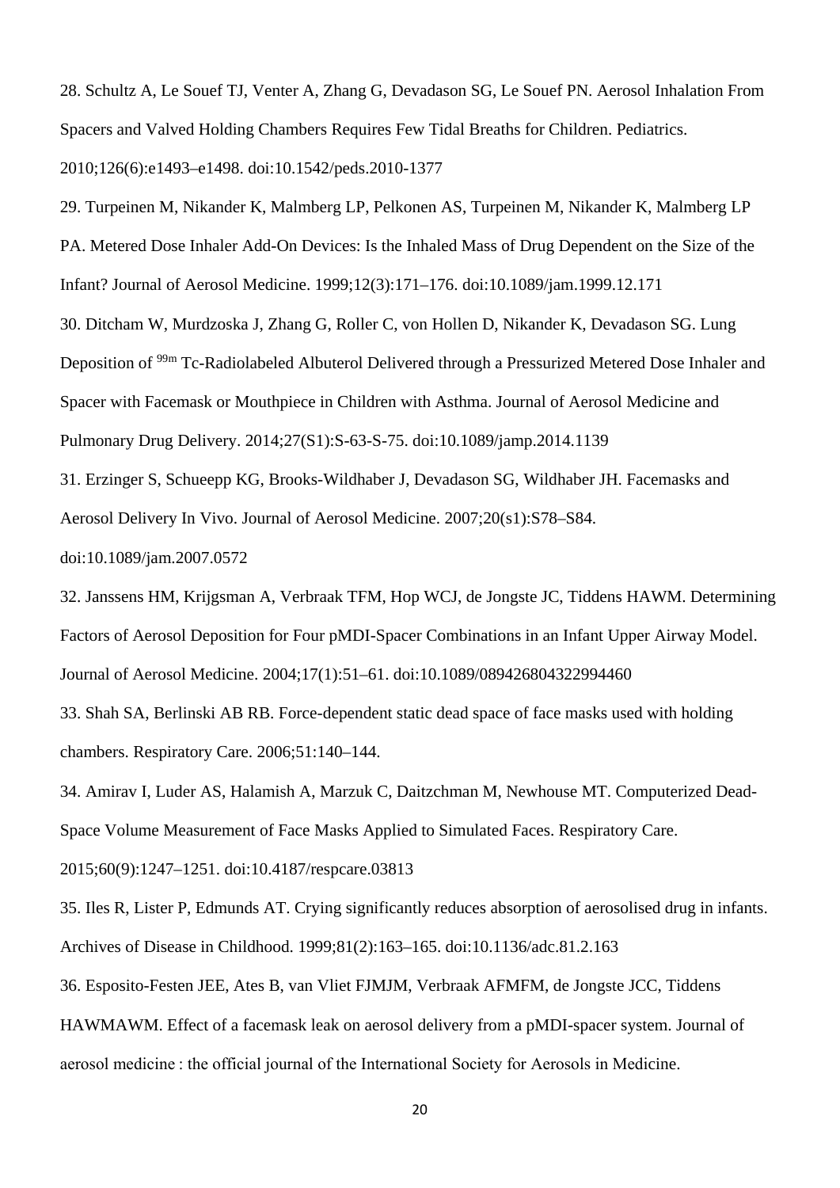28. Schultz A, Le Souef TJ, Venter A, Zhang G, Devadason SG, Le Souef PN. Aerosol Inhalation From Spacers and Valved Holding Chambers Requires Few Tidal Breaths for Children. Pediatrics. 2010;126(6):e1493–e1498. doi:10.1542/peds.2010-1377

29. Turpeinen M, Nikander K, Malmberg LP, Pelkonen AS, Turpeinen M, Nikander K, Malmberg LP PA. Metered Dose Inhaler Add-On Devices: Is the Inhaled Mass of Drug Dependent on the Size of the Infant? Journal of Aerosol Medicine. 1999;12(3):171–176. doi:10.1089/jam.1999.12.171

30. Ditcham W, Murdzoska J, Zhang G, Roller C, von Hollen D, Nikander K, Devadason SG. Lung Deposition of $^{99m}$ Tc-Radiolabeled Albuterol Delivered through a Pressurized Metered Dose Inhaler and Spacer with Facemask or Mouthpiece in Children with Asthma. Journal of Aerosol Medicine and Pulmonary Drug Delivery. 2014;27(S1):S-63-S-75. doi:10.1089/jamp.2014.1139

31. Erzinger S, Schueepp KG, Brooks-Wildhaber J, Devadason SG, Wildhaber JH. Facemasks and Aerosol Delivery In Vivo. Journal of Aerosol Medicine. 2007;20(s1):S78–S84. doi:10.1089/jam.2007.0572

32. Janssens HM, Krijgsman A, Verbraak TFM, Hop WCJ, de Jongste JC, Tiddens HAWM. Determining Factors of Aerosol Deposition for Four pMDI-Spacer Combinations in an Infant Upper Airway Model. Journal of Aerosol Medicine. 2004;17(1):51–61. doi:10.1089/089426804322994460

33. Shah SA, Berlinski AB RB. Force-dependent static dead space of face masks used with holding chambers. Respiratory Care. 2006;51:140–144.

34. Amirav I, Luder AS, Halamish A, Marzuk C, Daitzchman M, Newhouse MT. Computerized Dead-Space Volume Measurement of Face Masks Applied to Simulated Faces. Respiratory Care. 2015;60(9):1247–1251. doi:10.4187/respcare.03813

35. Iles R, Lister P, Edmunds AT. Crying significantly reduces absorption of aerosolised drug in infants. Archives of Disease in Childhood. 1999;81(2):163–165. doi:10.1136/adc.81.2.163

36. Esposito-Festen JEE, Ates B, van Vliet FJMJM, Verbraak AFMFM, de Jongste JCC, Tiddens HAWMAWM. Effect of a facemask leak on aerosol delivery from a pMDI-spacer system. Journal of aerosol medicine : the official journal of the International Society for Aerosols in Medicine.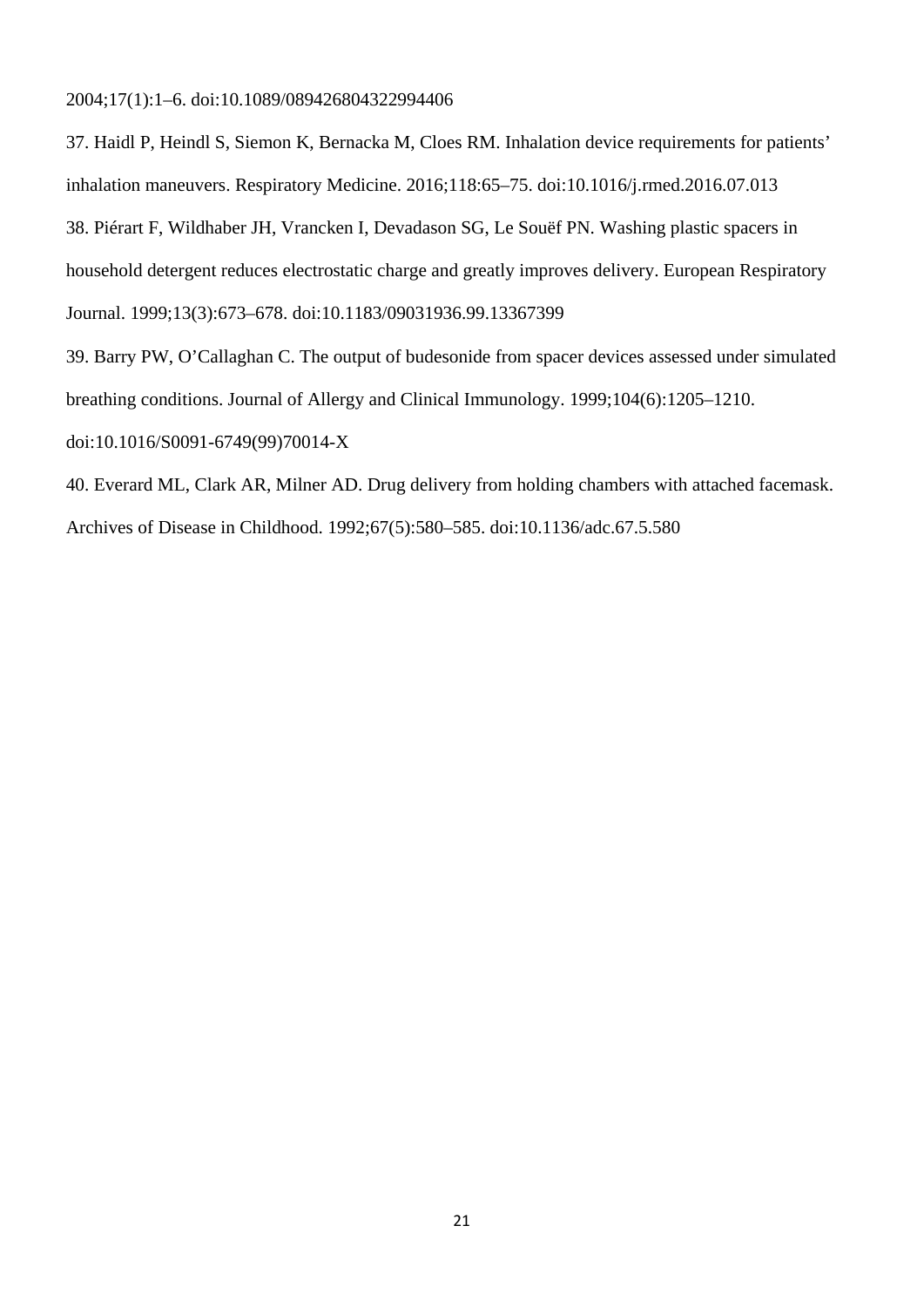2004;17(1):1–6. doi:10.1089/089426804322994406

37. Haidl P, Heindl S, Siemon K, Bernacka M, Cloes RM. Inhalation device requirements for patients' inhalation maneuvers. Respiratory Medicine. 2016;118:65–75. doi:10.1016/j.rmed.2016.07.013

38. Piérart F, Wildhaber JH, Vrancken I, Devadason SG, Le Souëf PN. Washing plastic spacers in household detergent reduces electrostatic charge and greatly improves delivery. European Respiratory Journal. 1999;13(3):673–678. doi:10.1183/09031936.99.13367399

39. Barry PW, O'Callaghan C. The output of budesonide from spacer devices assessed under simulated breathing conditions. Journal of Allergy and Clinical Immunology. 1999;104(6):1205–1210. doi:10.1016/S0091-6749(99)70014-X

40. Everard ML, Clark AR, Milner AD. Drug delivery from holding chambers with attached facemask. Archives of Disease in Childhood. 1992;67(5):580–585. doi:10.1136/adc.67.5.580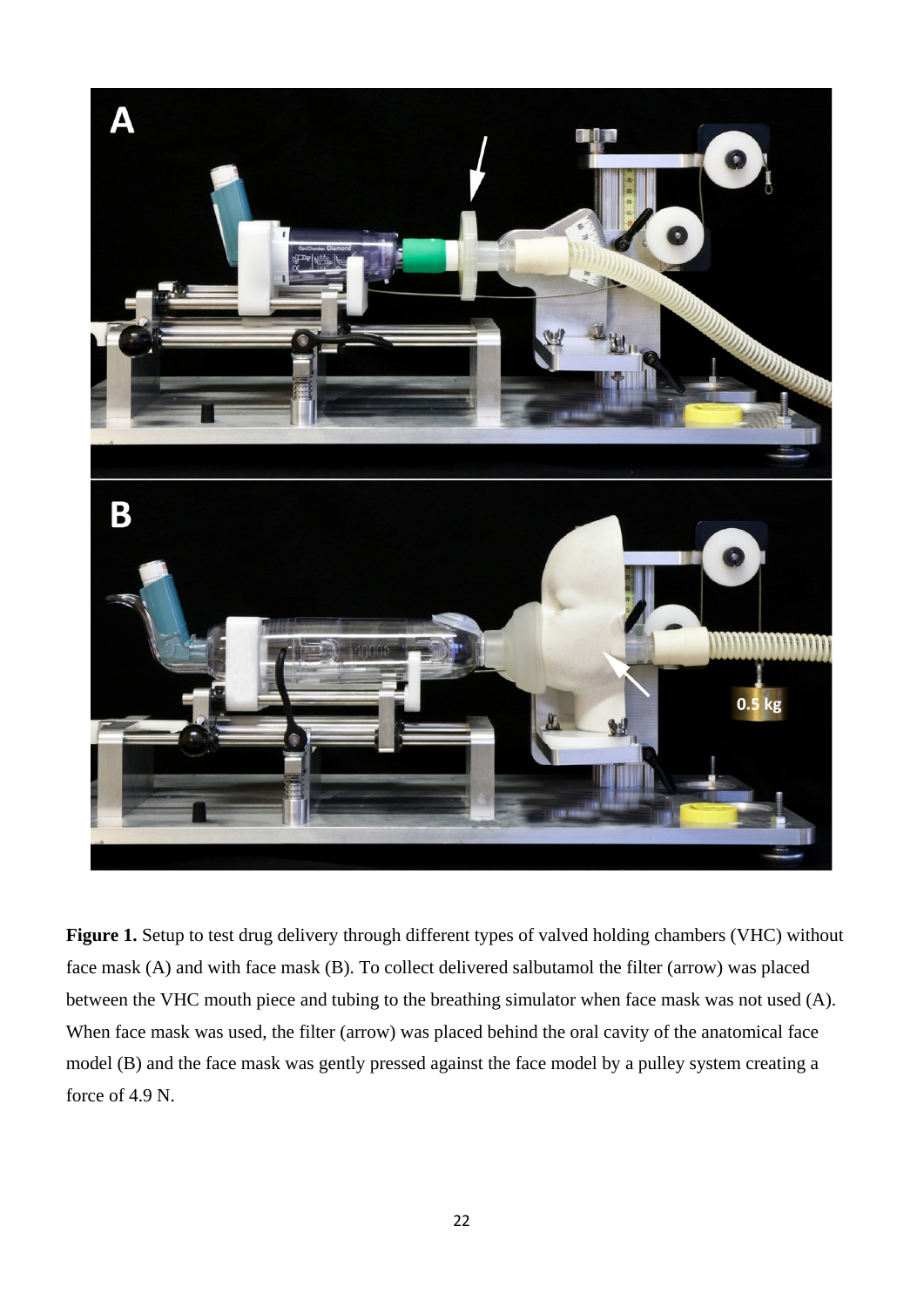**Figure 1.** Setup to test drug delivery through different types of valved holding chambers (VHC) without face mask (A) and with face mask (B). To collect delivered salbutamol the filter (arrow) was placed between the VHC mouth piece and tubing to the breathing simulator when face mask was not used (A). When face mask was used, the filter (arrow) was placed behind the oral cavity of the anatomical face model (B) and the face mask was gently pressed against the face model by a pulley system creating a force of 4.9 N.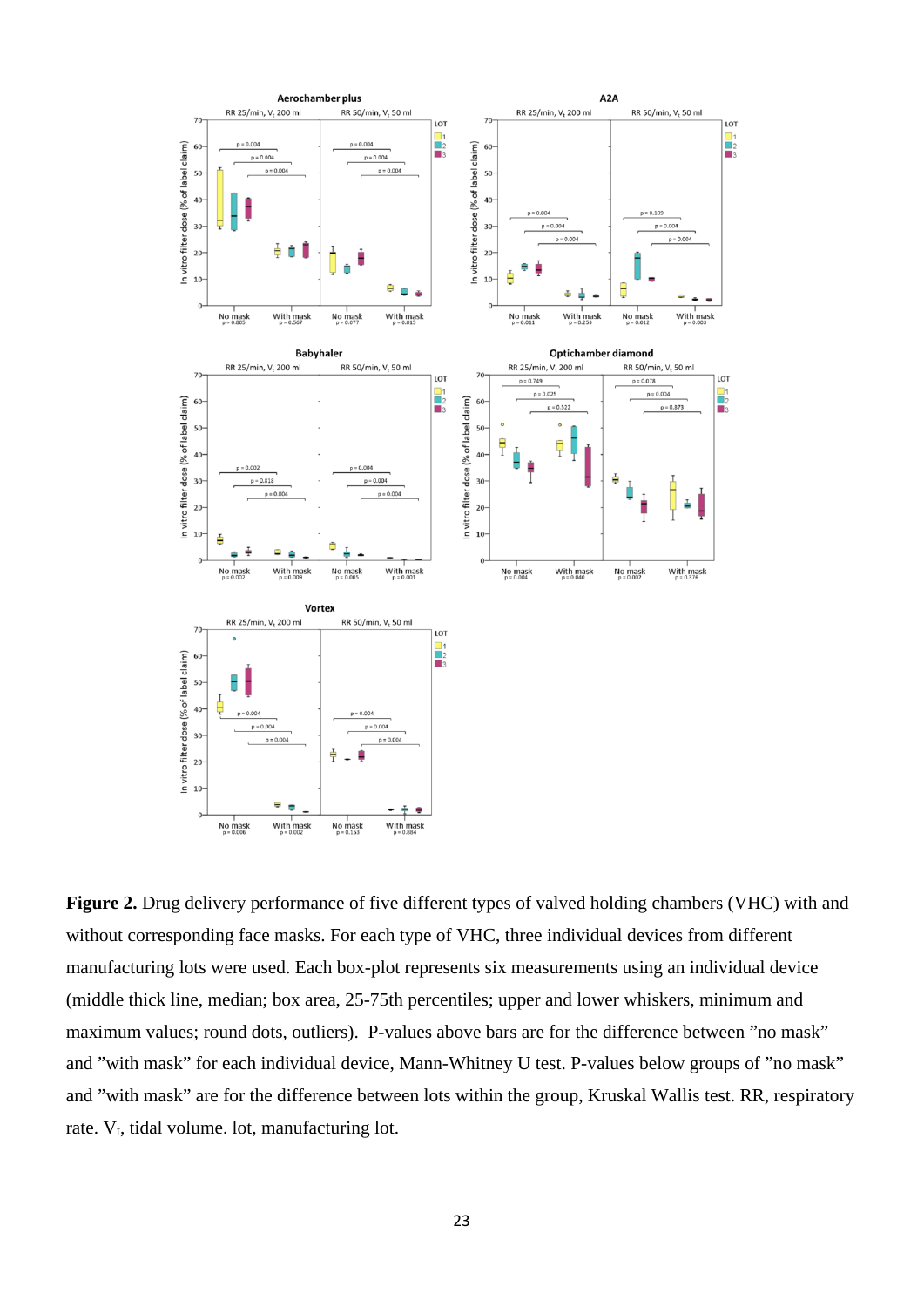**Figure 2.** Drug delivery performance of five different types of valved holding chambers (VHC) with and without corresponding face masks. For each type of VHC, three individual devices from different manufacturing lots were used. Each box-plot represents six measurements using an individual device (middle thick line, median; box area, 25-75th percentiles; upper and lower whiskers, minimum and maximum values; round dots, outliers). P-values above bars are for the difference between "no mask" and "with mask" for each individual device, Mann-Whitney U test. P-values below groups of "no mask" and "with mask" are for the difference between lots within the group, Kruskal Wallis test. RR, respiratory rate. $V_t$, tidal volume. lot, manufacturing lot.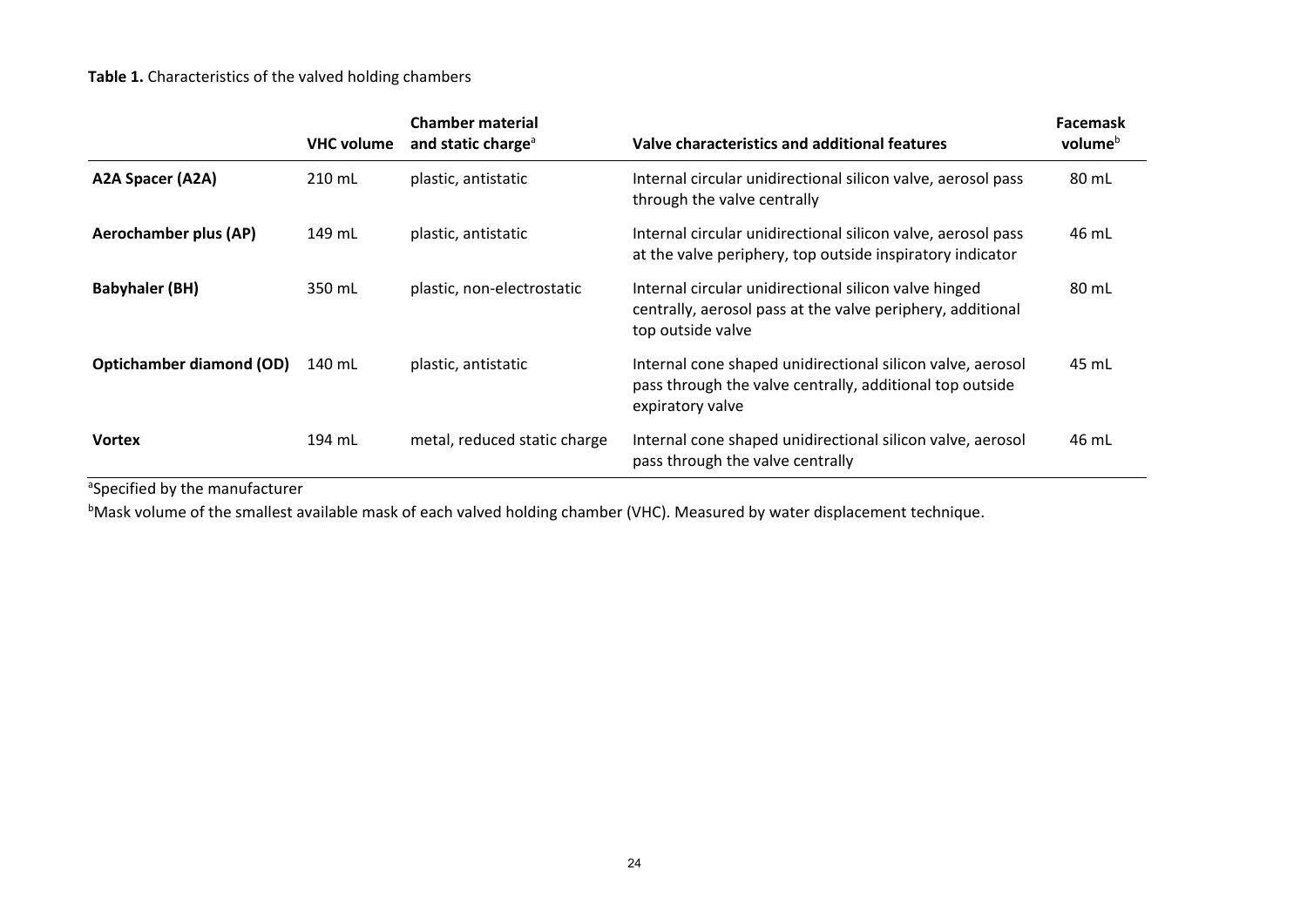**Table 1.** Characteristics of the valved holding chambers

| | VHC volume | Chamber material and static charge[a] | Valve characteristics and additional features | Facemask volume[b] |
|---|---|---|---|---|
| **A2A Spacer (A2A)** | 210 mL | plastic, antistatic | Internal circular unidirectional silicon valve, aerosol pass through the valve centrally | 80 mL |
| **Aerochamber plus (AP)** | 149 mL | plastic, antistatic | Internal circular unidirectional silicon valve, aerosol pass at the valve periphery, top outside inspiratory indicator | 46 mL |
| **Babyhaler (BH)** | 350 mL | plastic, non-electrostatic | Internal circular unidirectional silicon valve hinged centrally, aerosol pass at the valve periphery, additional top outside valve | 80 mL |
| **Optichamber diamond (OD)** | 140 mL | plastic, antistatic | Internal cone shaped unidirectional silicon valve, aerosol pass through the valve centrally, additional top outside expiratory valve | 45 mL |
| **Vortex** | 194 mL | metal, reduced static charge | Internal cone shaped unidirectional silicon valve, aerosol pass through the valve centrally | 46 mL |

[a]Specified by the manufacturer

[b]Mask volume of the smallest available mask of each valved holding chamber (VHC). Measured by water displacement technique.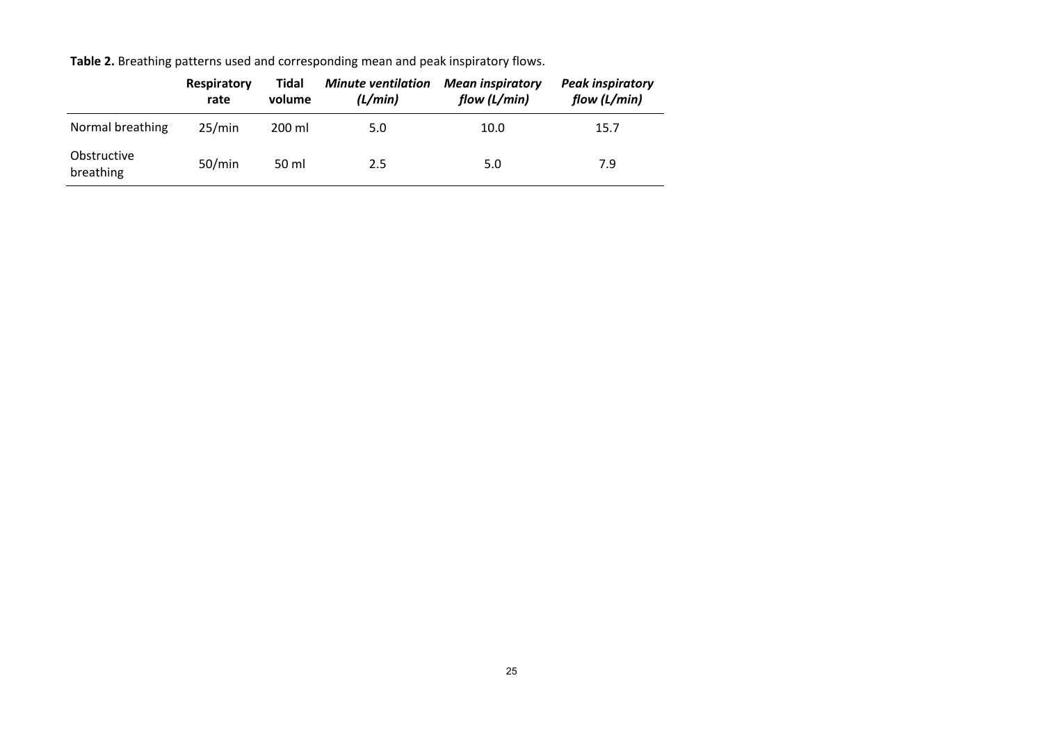**Table 2.** Breathing patterns used and corresponding mean and peak inspiratory flows.

| | **Respiratory rate** | **Tidal volume** | ***Minute ventilation (L/min)*** | ***Mean inspiratory flow (L/min)*** | ***Peak inspiratory flow (L/min)*** |
|---|---|---|---|---|---|
| Normal breathing | 25/min | 200 ml | 5.0 | 10.0 | 15.7 |
| Obstructive breathing | 50/min | 50 ml | 2.5 | 5.0 | 7.9 |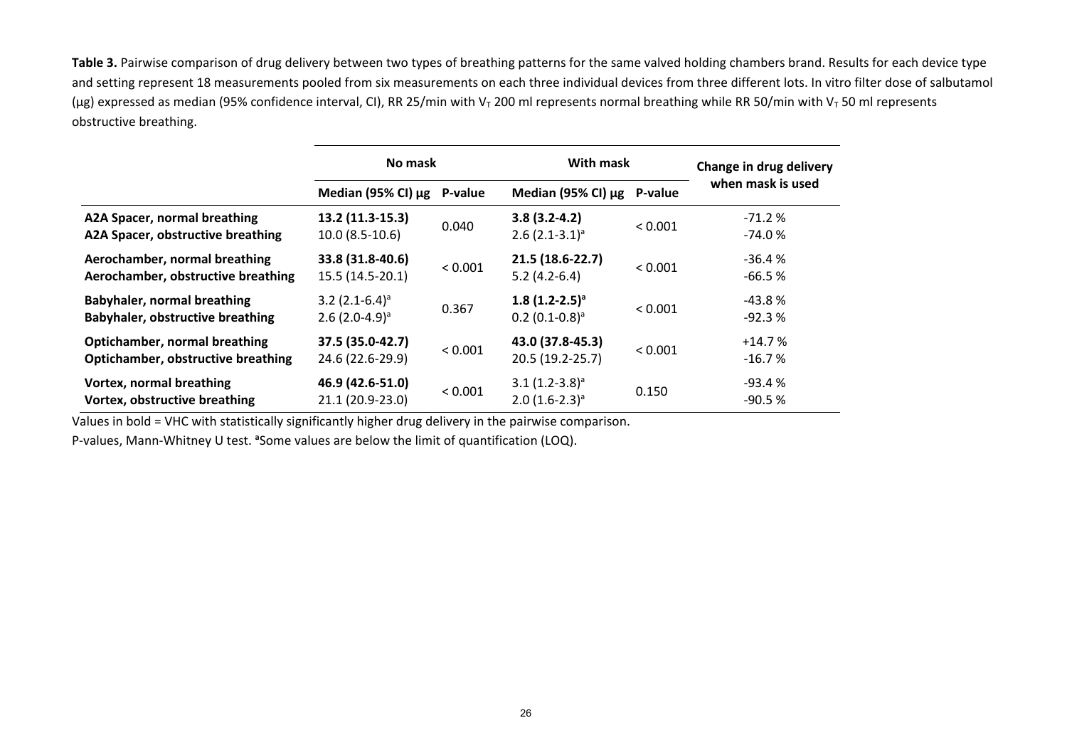**Table 3.** Pairwise comparison of drug delivery between two types of breathing patterns for the same valved holding chambers brand. Results for each device type and setting represent 18 measurements pooled from six measurements on each three individual devices from three different lots. In vitro filter dose of salbutamol (µg) expressed as median (95% confidence interval, CI), RR 25/min with $V_T$ 200 ml represents normal breathing while RR 50/min with $V_T$ 50 ml represents obstructive breathing.

| | No mask | | With mask | | Change in drug delivery when mask is used |
|---|---|---|---|---|---|
| | Median (95% CI) µg | P-value | Median (95% CI) µg | P-value | |
| **A2A Spacer, normal breathing** | **13.2 (11.3-15.3)** | 0.040 | **3.8 (3.2-4.2)** | < 0.001 | -71.2 % |
| **A2A Spacer, obstructive breathing** | 10.0 (8.5-10.6) | | 2.6 (2.1-3.1)[a] | | -74.0 % |
| **Aerochamber, normal breathing** | **33.8 (31.8-40.6)** | < 0.001 | **21.5 (18.6-22.7)** | < 0.001 | -36.4 % |
| **Aerochamber, obstructive breathing** | 15.5 (14.5-20.1) | | 5.2 (4.2-6.4) | | -66.5 % |
| **Babyhaler, normal breathing** | 3.2 (2.1-6.4)[a] | 0.367 | **1.8 (1.2-2.5)[a]** | < 0.001 | -43.8 % |
| **Babyhaler, obstructive breathing** | 2.6 (2.0-4.9)[a] | | 0.2 (0.1-0.8)[a] | | -92.3 % |
| **Optichamber, normal breathing** | **37.5 (35.0-42.7)** | < 0.001 | **43.0 (37.8-45.3)** | < 0.001 | +14.7 % |
| **Optichamber, obstructive breathing** | 24.6 (22.6-29.9) | | 20.5 (19.2-25.7) | | -16.7 % |
| **Vortex, normal breathing** | **46.9 (42.6-51.0)** | < 0.001 | 3.1 (1.2-3.8)[a] | 0.150 | -93.4 % |
| **Vortex, obstructive breathing** | 21.1 (20.9-23.0) | | 2.0 (1.6-2.3)[a] | | -90.5 % |

Values in bold = VHC with statistically significantly higher drug delivery in the pairwise comparison.

P-values, Mann-Whitney U test. [a]Some values are below the limit of quantification (LOQ).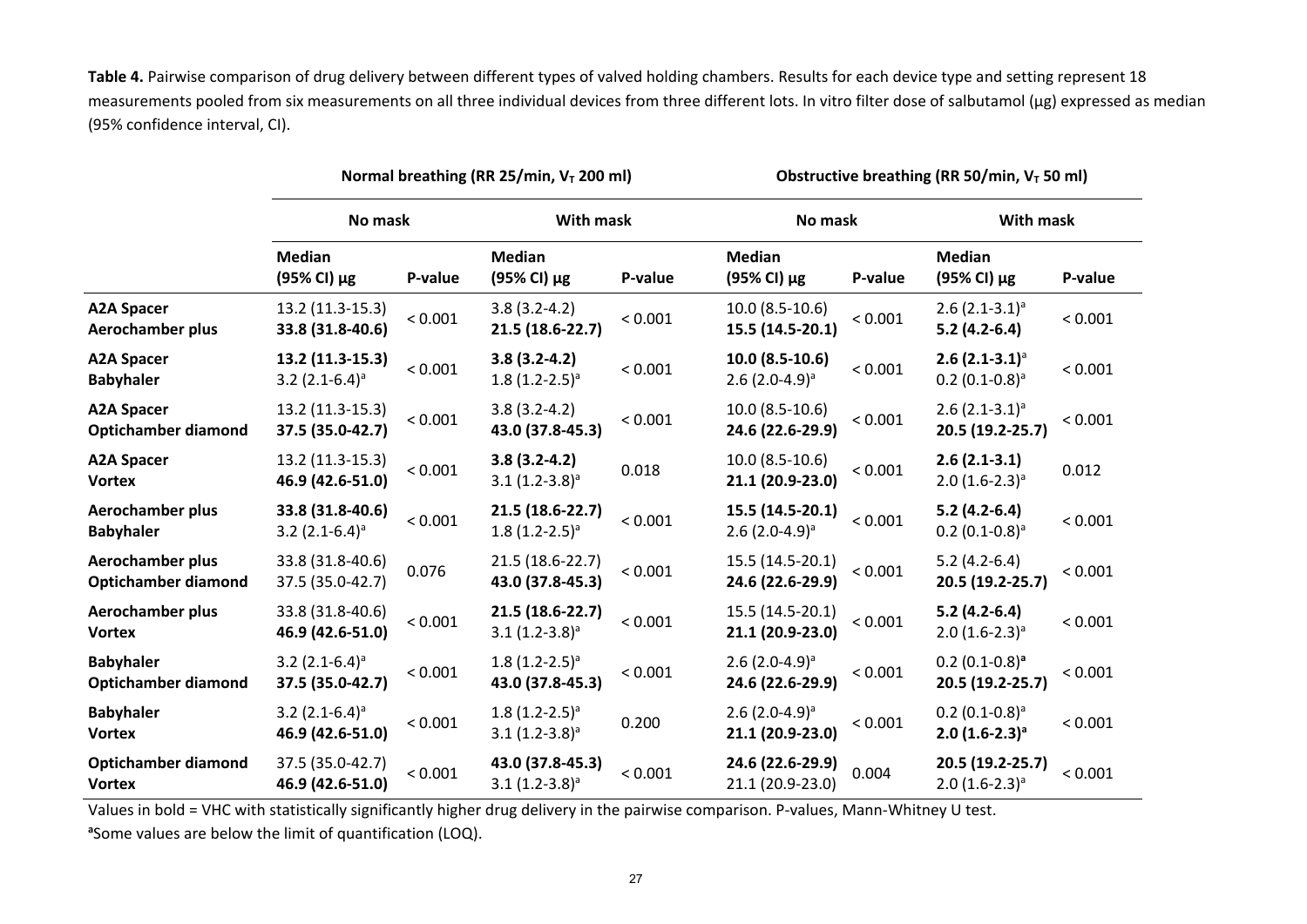**Table 4.** Pairwise comparison of drug delivery between different types of valved holding chambers. Results for each device type and setting represent 18 measurements pooled from six measurements on all three individual devices from three different lots. In vitro filter dose of salbutamol (µg) expressed as median (95% confidence interval, CI).

| | Normal breathing (RR 25/min, $V_T$ 200 ml) | | | | Obstructive breathing (RR 50/min, $V_T$ 50 ml) | | | |
|---|---|---|---|---|---|---|---|---|
| | No mask | | With mask | | No mask | | With mask | |
| | **Median (95% CI) µg** | **P-value** | **Median (95% CI) µg** | **P-value** | **Median (95% CI) µg** | **P-value** | **Median (95% CI) µg** | **P-value** |
| **A2A Spacer**<br>**Aerochamber plus** | 13.2 (11.3-15.3)<br>**33.8 (31.8-40.6)** | < 0.001 | 3.8 (3.2-4.2)<br>**21.5 (18.6-22.7)** | < 0.001 | 10.0 (8.5-10.6)<br>**15.5 (14.5-20.1)** | < 0.001 | 2.6 (2.1-3.1)[a]<br>**5.2 (4.2-6.4)** | < 0.001 |
| **A2A Spacer**<br>**Babyhaler** | **13.2 (11.3-15.3)**<br>3.2 (2.1-6.4)[a] | < 0.001 | **3.8 (3.2-4.2)**<br>1.8 (1.2-2.5)[a] | < 0.001 | **10.0 (8.5-10.6)**<br>2.6 (2.0-4.9)[a] | < 0.001 | **2.6 (2.1-3.1)**[a]<br>0.2 (0.1-0.8)[a] | < 0.001 |
| **A2A Spacer**<br>**Optichamber diamond** | 13.2 (11.3-15.3)<br>**37.5 (35.0-42.7)** | < 0.001 | 3.8 (3.2-4.2)<br>**43.0 (37.8-45.3)** | < 0.001 | 10.0 (8.5-10.6)<br>**24.6 (22.6-29.9)** | < 0.001 | 2.6 (2.1-3.1)[a]<br>**20.5 (19.2-25.7)** | < 0.001 |
| **A2A Spacer**<br>**Vortex** | 13.2 (11.3-15.3)<br>**46.9 (42.6-51.0)** | < 0.001 | **3.8 (3.2-4.2)**<br>3.1 (1.2-3.8)[a] | 0.018 | 10.0 (8.5-10.6)<br>**21.1 (20.9-23.0)** | < 0.001 | **2.6 (2.1-3.1)**<br>2.0 (1.6-2.3)[a] | 0.012 |
| **Aerochamber plus**<br>**Babyhaler** | **33.8 (31.8-40.6)**<br>3.2 (2.1-6.4)[a] | < 0.001 | **21.5 (18.6-22.7)**<br>1.8 (1.2-2.5)[a] | < 0.001 | **15.5 (14.5-20.1)**<br>2.6 (2.0-4.9)[a] | < 0.001 | **5.2 (4.2-6.4)**<br>0.2 (0.1-0.8)[a] | < 0.001 |
| **Aerochamber plus**<br>**Optichamber diamond** | 33.8 (31.8-40.6)<br>37.5 (35.0-42.7) | 0.076 | 21.5 (18.6-22.7)<br>**43.0 (37.8-45.3)** | < 0.001 | 15.5 (14.5-20.1)<br>**24.6 (22.6-29.9)** | < 0.001 | 5.2 (4.2-6.4)<br>**20.5 (19.2-25.7)** | < 0.001 |
| **Aerochamber plus**<br>**Vortex** | 33.8 (31.8-40.6)<br>**46.9 (42.6-51.0)** | < 0.001 | **21.5 (18.6-22.7)**<br>3.1 (1.2-3.8)[a] | < 0.001 | 15.5 (14.5-20.1)<br>**21.1 (20.9-23.0)** | < 0.001 | **5.2 (4.2-6.4)**<br>2.0 (1.6-2.3)[a] | < 0.001 |
| **Babyhaler**<br>**Optichamber diamond** | 3.2 (2.1-6.4)[a]<br>**37.5 (35.0-42.7)** | < 0.001 | 1.8 (1.2-2.5)[a]<br>**43.0 (37.8-45.3)** | < 0.001 | 2.6 (2.0-4.9)[a]<br>**24.6 (22.6-29.9)** | < 0.001 | 0.2 (0.1-0.8)[a]<br>**20.5 (19.2-25.7)** | < 0.001 |
| **Babyhaler**<br>**Vortex** | 3.2 (2.1-6.4)[a]<br>**46.9 (42.6-51.0)** | < 0.001 | 1.8 (1.2-2.5)[a]<br>3.1 (1.2-3.8)[a] | 0.200 | 2.6 (2.0-4.9)[a]<br>**21.1 (20.9-23.0)** | < 0.001 | 0.2 (0.1-0.8)[a]<br>**2.0 (1.6-2.3)**[a] | < 0.001 |
| **Optichamber diamond**<br>**Vortex** | 37.5 (35.0-42.7)<br>**46.9 (42.6-51.0)** | < 0.001 | **43.0 (37.8-45.3)**<br>3.1 (1.2-3.8)[a] | < 0.001 | **24.6 (22.6-29.9)**<br>21.1 (20.9-23.0) | 0.004 | **20.5 (19.2-25.7)**<br>2.0 (1.6-2.3)[a] | < 0.001 |

Values in bold = VHC with statistically significantly higher drug delivery in the pairwise comparison. P-values, Mann-Whitney U test.

[a]Some values are below the limit of quantification (LOQ).